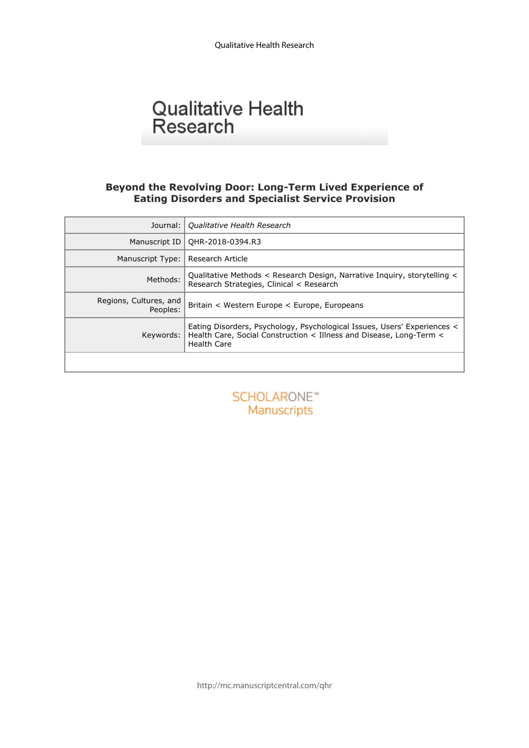# Qualitative Health Research

## Beyond the Revolving Door: Long-Term Lived Experience of Eating Disorders and Specialist Service Provision

| | |
|---|---|
| Journal: | *Qualitative Health Research* |
| Manuscript ID | QHR-2018-0394.R3 |
| Manuscript Type: | Research Article |
| Methods: | Qualitative Methods < Research Design, Narrative Inquiry, storytelling < Research Strategies, Clinical < Research |
| Regions, Cultures, and Peoples: | Britain < Western Europe < Europe, Europeans |
| Keywords: | Eating Disorders, Psychology, Psychological Issues, Users' Experiences < Health Care, Social Construction < Illness and Disease, Long-Term < Health Care |
| | |

SCHOLARONE™
Manuscripts

http://mc.manuscriptcentral.com/qhr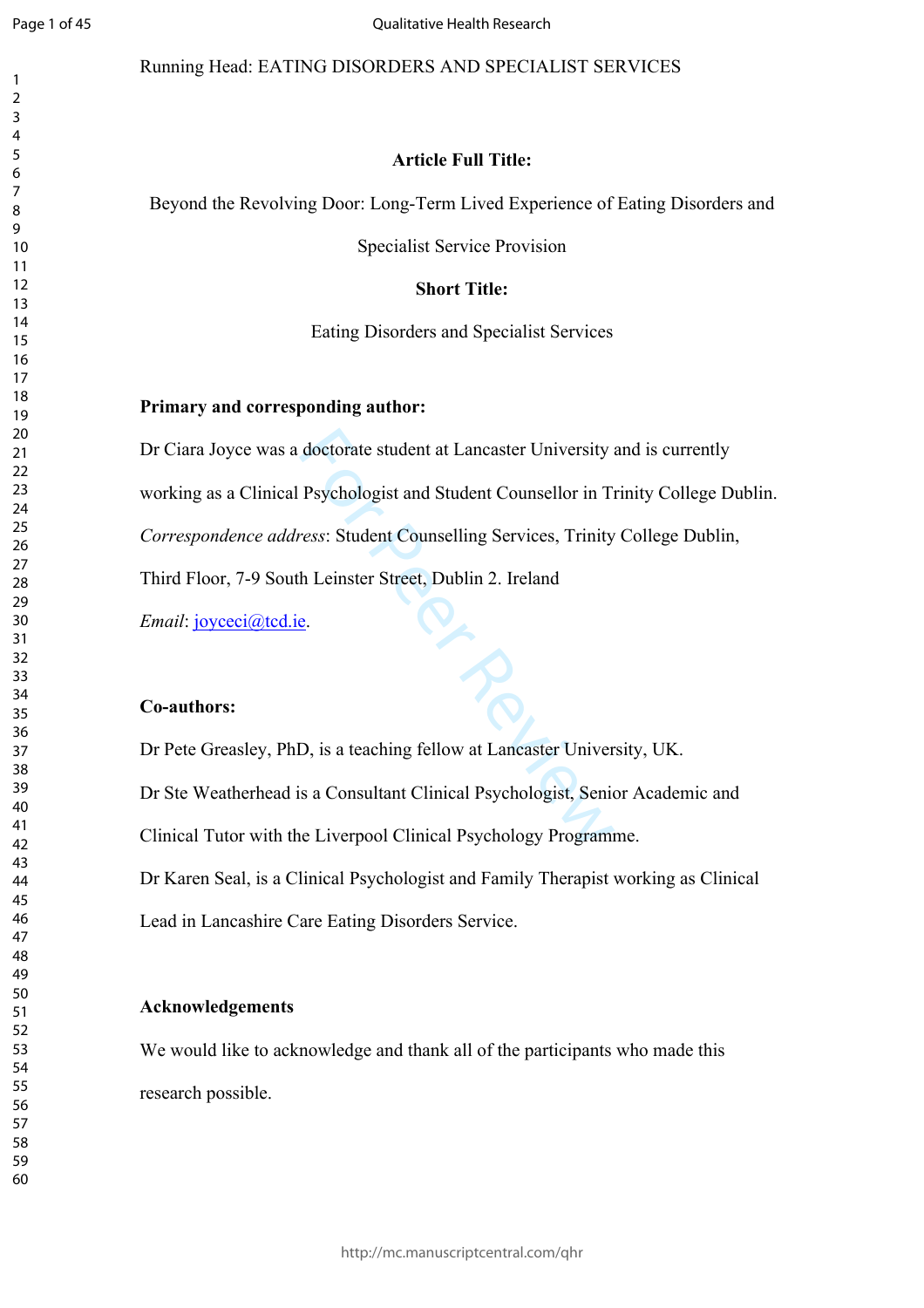Running Head: EATING DISORDERS AND SPECIALIST SERVICES

**Article Full Title:**

Beyond the Revolving Door: Long-Term Lived Experience of Eating Disorders and Specialist Service Provision

**Short Title:**

Eating Disorders and Specialist Services

**Primary and corresponding author:**

Dr Ciara Joyce was a doctorate student at Lancaster University and is currently working as a Clinical Psychologist and Student Counsellor in Trinity College Dublin.

*Correspondence address*: Student Counselling Services, Trinity College Dublin, Third Floor, 7-9 South Leinster Street, Dublin 2. Ireland

*Email*: joyceci@tcd.ie.

**Co-authors:**

Dr Pete Greasley, PhD, is a teaching fellow at Lancaster University, UK.

Dr Ste Weatherhead is a Consultant Clinical Psychologist, Senior Academic and Clinical Tutor with the Liverpool Clinical Psychology Programme.

Dr Karen Seal, is a Clinical Psychologist and Family Therapist working as Clinical Lead in Lancashire Care Eating Disorders Service.

**Acknowledgements**

We would like to acknowledge and thank all of the participants who made this research possible.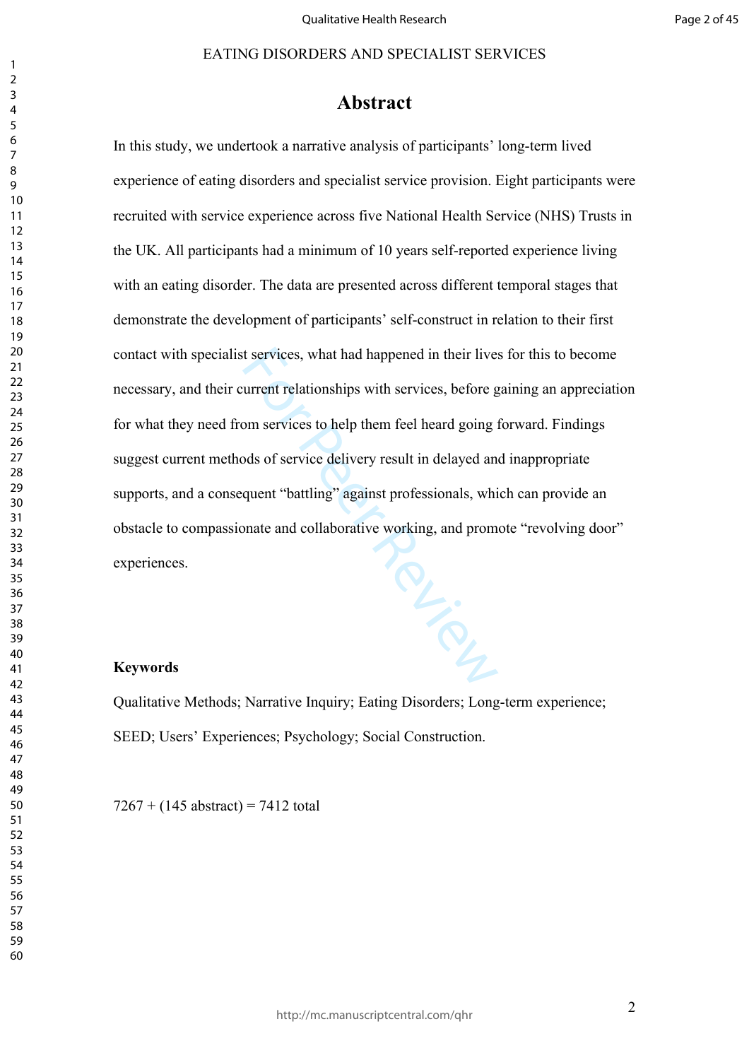# Abstract

In this study, we undertook a narrative analysis of participants' long-term lived experience of eating disorders and specialist service provision. Eight participants were recruited with service experience across five National Health Service (NHS) Trusts in the UK. All participants had a minimum of 10 years self-reported experience living with an eating disorder. The data are presented across different temporal stages that demonstrate the development of participants' self-construct in relation to their first contact with specialist services, what had happened in their lives for this to become necessary, and their current relationships with services, before gaining an appreciation for what they need from services to help them feel heard going forward. Findings suggest current methods of service delivery result in delayed and inappropriate supports, and a consequent "battling" against professionals, which can provide an obstacle to compassionate and collaborative working, and promote "revolving door" experiences.

**Keywords**

Qualitative Methods; Narrative Inquiry; Eating Disorders; Long-term experience; SEED; Users' Experiences; Psychology; Social Construction.

7267 + (145 abstract) = 7412 total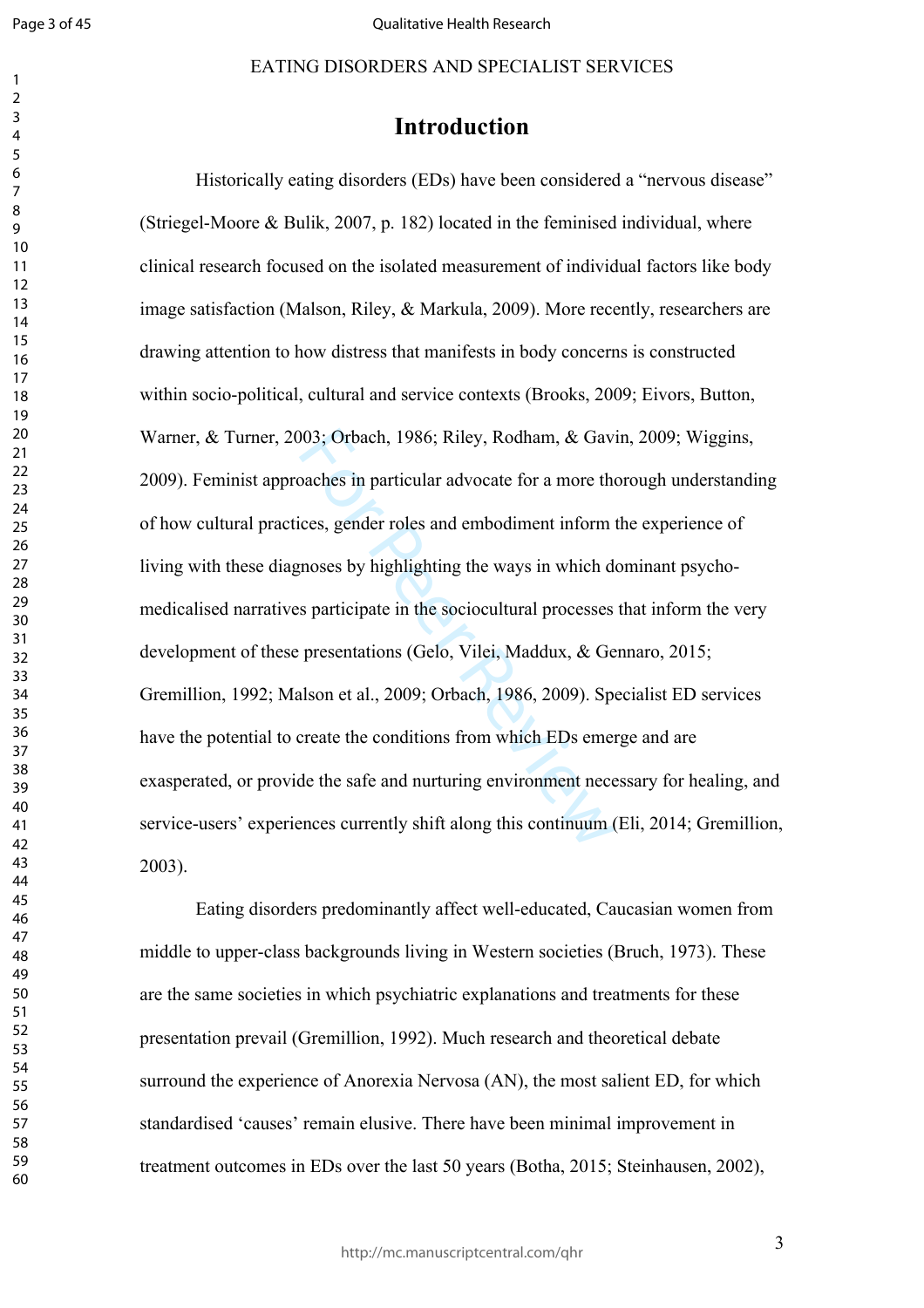# Introduction

Historically eating disorders (EDs) have been considered a "nervous disease" (Striegel-Moore & Bulik, 2007, p. 182) located in the feminised individual, where clinical research focused on the isolated measurement of individual factors like body image satisfaction (Malson, Riley, & Markula, 2009). More recently, researchers are drawing attention to how distress that manifests in body concerns is constructed within socio-political, cultural and service contexts (Brooks, 2009; Eivors, Button, Warner, & Turner, 2003; Orbach, 1986; Riley, Rodham, & Gavin, 2009; Wiggins, 2009). Feminist approaches in particular advocate for a more thorough understanding of how cultural practices, gender roles and embodiment inform the experience of living with these diagnoses by highlighting the ways in which dominant psycho-medicalised narratives participate in the sociocultural processes that inform the very development of these presentations (Gelo, Vilei, Maddux, & Gennaro, 2015; Gremillion, 1992; Malson et al., 2009; Orbach, 1986, 2009). Specialist ED services have the potential to create the conditions from which EDs emerge and are exasperated, or provide the safe and nurturing environment necessary for healing, and service-users' experiences currently shift along this continuum (Eli, 2014; Gremillion, 2003).

Eating disorders predominantly affect well-educated, Caucasian women from middle to upper-class backgrounds living in Western societies (Bruch, 1973). These are the same societies in which psychiatric explanations and treatments for these presentation prevail (Gremillion, 1992). Much research and theoretical debate surround the experience of Anorexia Nervosa (AN), the most salient ED, for which standardised 'causes' remain elusive. There have been minimal improvement in treatment outcomes in EDs over the last 50 years (Botha, 2015; Steinhausen, 2002),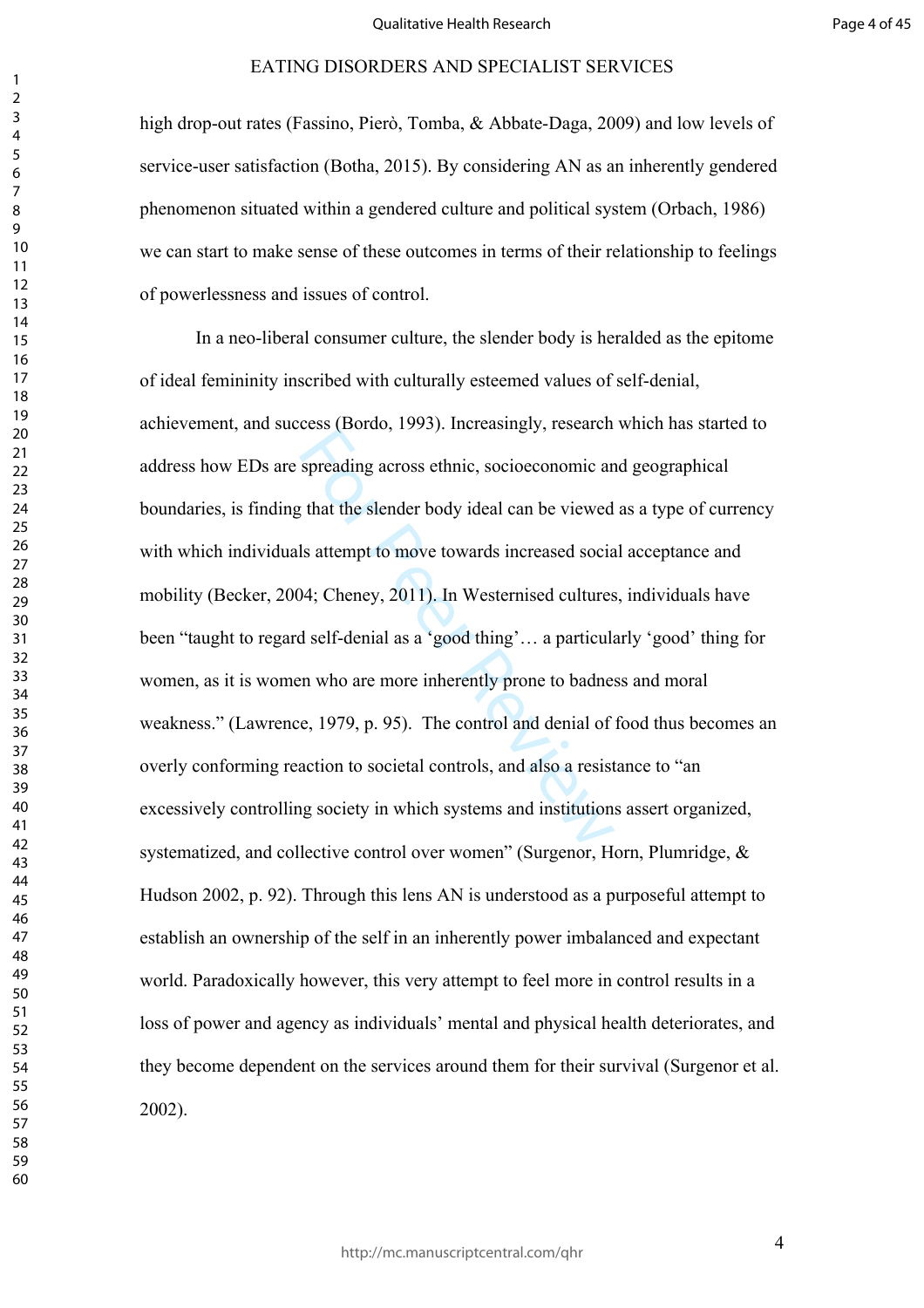high drop-out rates (Fassino, Pierò, Tomba, & Abbate-Daga, 2009) and low levels of service-user satisfaction (Botha, 2015). By considering AN as an inherently gendered phenomenon situated within a gendered culture and political system (Orbach, 1986) we can start to make sense of these outcomes in terms of their relationship to feelings of powerlessness and issues of control.

In a neo-liberal consumer culture, the slender body is heralded as the epitome of ideal femininity inscribed with culturally esteemed values of self-denial, achievement, and success (Bordo, 1993). Increasingly, research which has started to address how EDs are spreading across ethnic, socioeconomic and geographical boundaries, is finding that the slender body ideal can be viewed as a type of currency with which individuals attempt to move towards increased social acceptance and mobility (Becker, 2004; Cheney, 2011). In Westernised cultures, individuals have been "taught to regard self-denial as a 'good thing'… a particularly 'good' thing for women, as it is women who are more inherently prone to badness and moral weakness." (Lawrence, 1979, p. 95). The control and denial of food thus becomes an overly conforming reaction to societal controls, and also a resistance to "an excessively controlling society in which systems and institutions assert organized, systematized, and collective control over women" (Surgenor, Horn, Plumridge, & Hudson 2002, p. 92). Through this lens AN is understood as a purposeful attempt to establish an ownership of the self in an inherently power imbalanced and expectant world. Paradoxically however, this very attempt to feel more in control results in a loss of power and agency as individuals' mental and physical health deteriorates, and they become dependent on the services around them for their survival (Surgenor et al. 2002).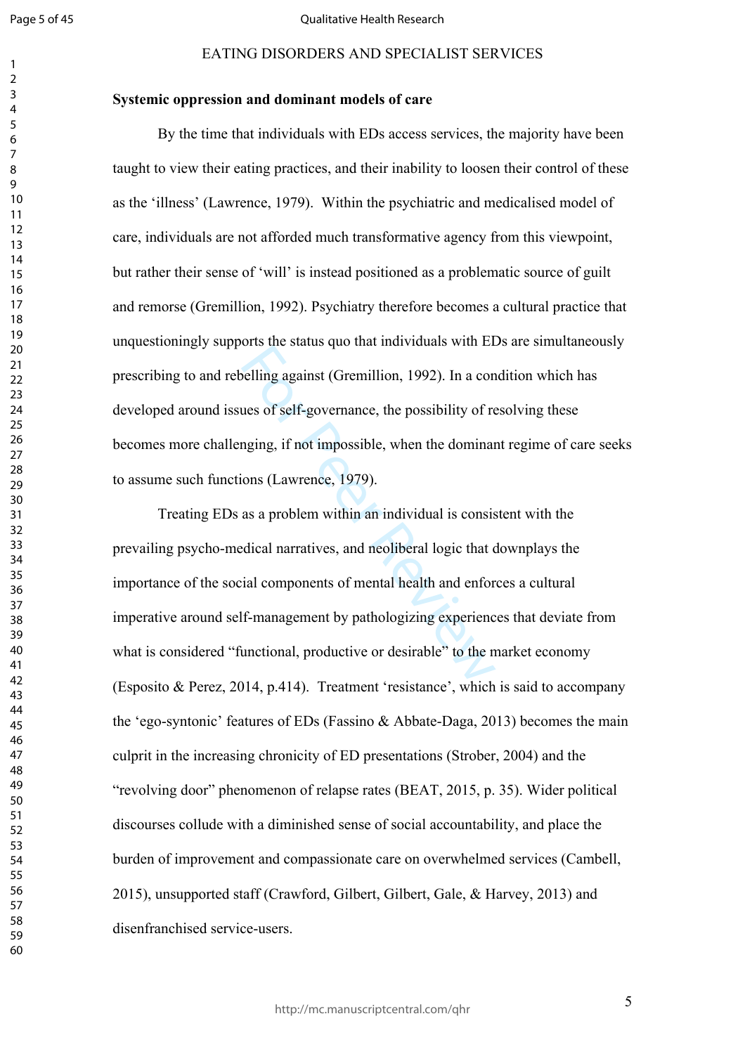**Systemic oppression and dominant models of care**

By the time that individuals with EDs access services, the majority have been taught to view their eating practices, and their inability to loosen their control of these as the 'illness' (Lawrence, 1979). Within the psychiatric and medicalised model of care, individuals are not afforded much transformative agency from this viewpoint, but rather their sense of 'will' is instead positioned as a problematic source of guilt and remorse (Gremillion, 1992). Psychiatry therefore becomes a cultural practice that unquestioningly supports the status quo that individuals with EDs are simultaneously prescribing to and rebelling against (Gremillion, 1992). In a condition which has developed around issues of self-governance, the possibility of resolving these becomes more challenging, if not impossible, when the dominant regime of care seeks to assume such functions (Lawrence, 1979).

Treating EDs as a problem within an individual is consistent with the prevailing psycho-medical narratives, and neoliberal logic that downplays the importance of the social components of mental health and enforces a cultural imperative around self-management by pathologizing experiences that deviate from what is considered "functional, productive or desirable" to the market economy (Esposito & Perez, 2014, p.414). Treatment 'resistance', which is said to accompany the 'ego-syntonic' features of EDs (Fassino & Abbate-Daga, 2013) becomes the main culprit in the increasing chronicity of ED presentations (Strober, 2004) and the "revolving door" phenomenon of relapse rates (BEAT, 2015, p. 35). Wider political discourses collude with a diminished sense of social accountability, and place the burden of improvement and compassionate care on overwhelmed services (Cambell, 2015), unsupported staff (Crawford, Gilbert, Gilbert, Gale, & Harvey, 2013) and disenfranchised service-users.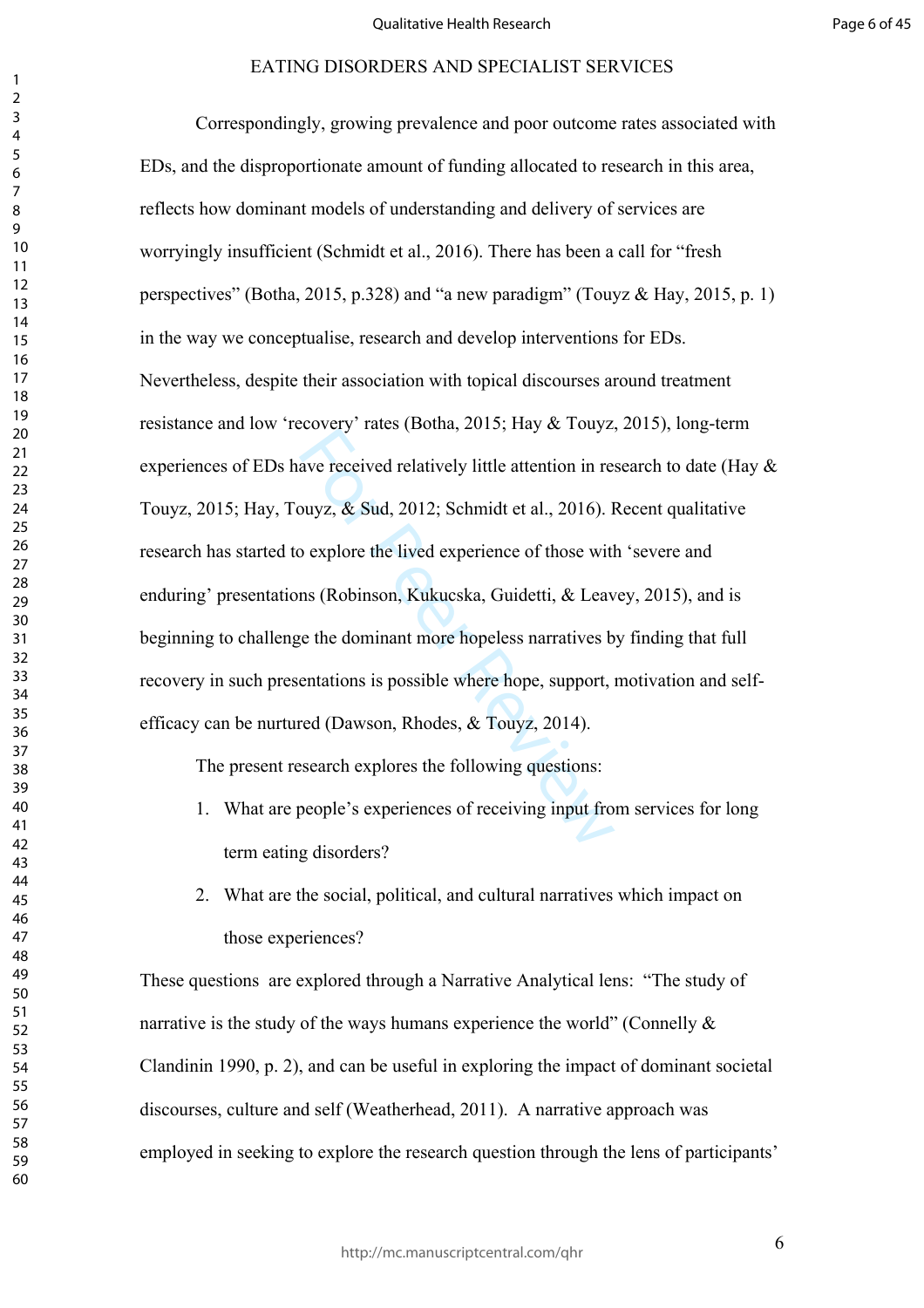Correspondingly, growing prevalence and poor outcome rates associated with EDs, and the disproportionate amount of funding allocated to research in this area, reflects how dominant models of understanding and delivery of services are worryingly insufficient (Schmidt et al., 2016). There has been a call for "fresh perspectives" (Botha, 2015, p.328) and "a new paradigm" (Touyz & Hay, 2015, p. 1) in the way we conceptualise, research and develop interventions for EDs. Nevertheless, despite their association with topical discourses around treatment resistance and low 'recovery' rates (Botha, 2015; Hay & Touyz, 2015), long-term experiences of EDs have received relatively little attention in research to date (Hay & Touyz, 2015; Hay, Touyz, & Sud, 2012; Schmidt et al., 2016). Recent qualitative research has started to explore the lived experience of those with 'severe and enduring' presentations (Robinson, Kukucska, Guidetti, & Leavey, 2015), and is beginning to challenge the dominant more hopeless narratives by finding that full recovery in such presentations is possible where hope, support, motivation and self-efficacy can be nurtured (Dawson, Rhodes, & Touyz, 2014).

The present research explores the following questions:

1. What are people's experiences of receiving input from services for long term eating disorders?
2. What are the social, political, and cultural narratives which impact on those experiences?

These questions are explored through a Narrative Analytical lens: "The study of narrative is the study of the ways humans experience the world" (Connelly & Clandinin 1990, p. 2), and can be useful in exploring the impact of dominant societal discourses, culture and self (Weatherhead, 2011). A narrative approach was employed in seeking to explore the research question through the lens of participants'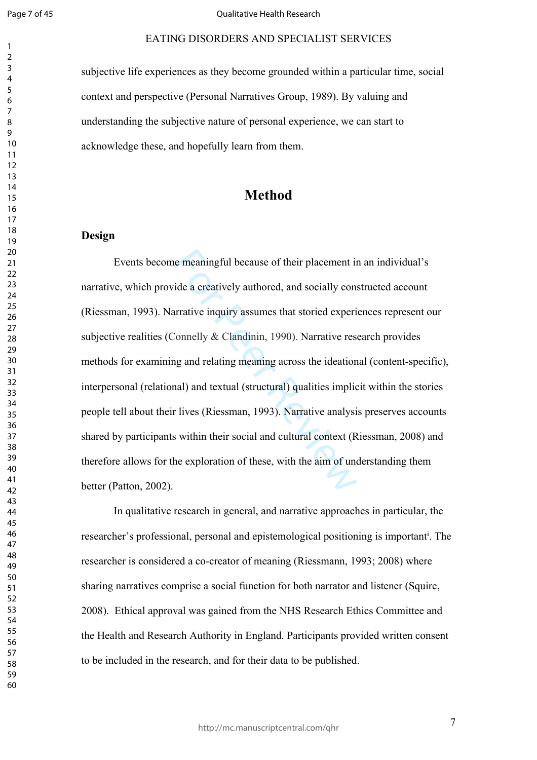subjective life experiences as they become grounded within a particular time, social context and perspective (Personal Narratives Group, 1989). By valuing and understanding the subjective nature of personal experience, we can start to acknowledge these, and hopefully learn from them.

# Method

## Design

Events become meaningful because of their placement in an individual's narrative, which provide a creatively authored, and socially constructed account (Riessman, 1993). Narrative inquiry assumes that storied experiences represent our subjective realities (Connelly & Clandinin, 1990). Narrative research provides methods for examining and relating meaning across the ideational (content-specific), interpersonal (relational) and textual (structural) qualities implicit within the stories people tell about their lives (Riessman, 1993). Narrative analysis preserves accounts shared by participants within their social and cultural context (Riessman, 2008) and therefore allows for the exploration of these, with the aim of understanding them better (Patton, 2002).

In qualitative research in general, and narrative approaches in particular, the researcher's professional, personal and epistemological positioning is important[i]. The researcher is considered a co-creator of meaning (Riessmann, 1993; 2008) where sharing narratives comprise a social function for both narrator and listener (Squire, 2008). Ethical approval was gained from the NHS Research Ethics Committee and the Health and Research Authority in England. Participants provided written consent to be included in the research, and for their data to be published.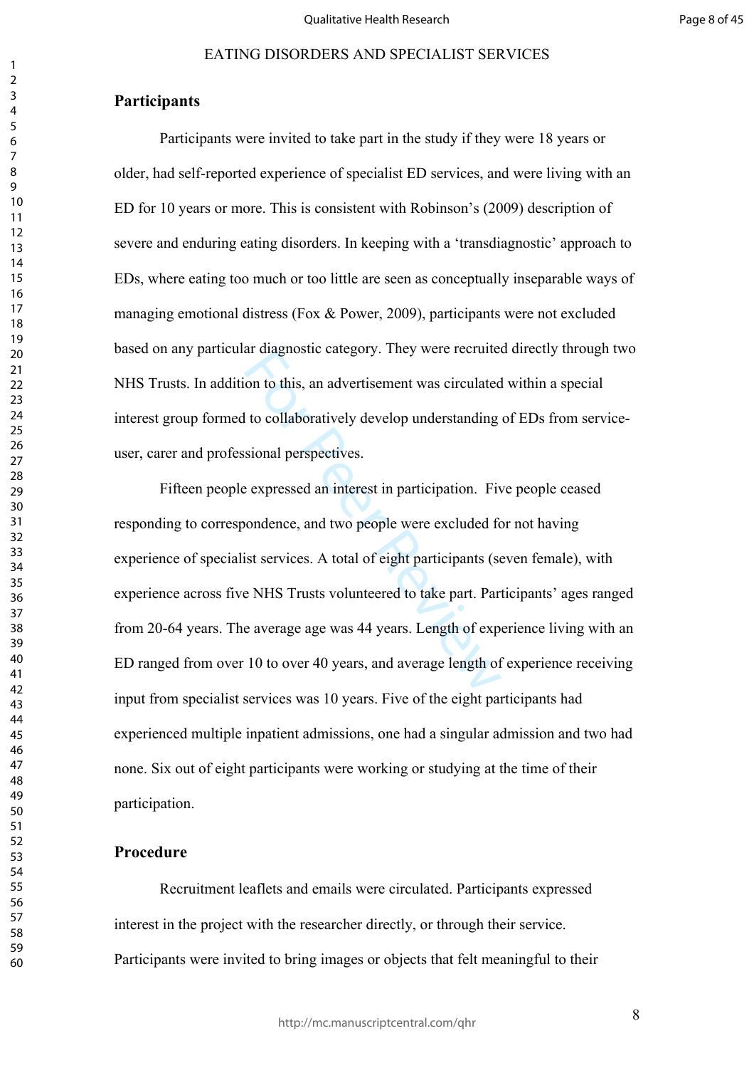## Participants

Participants were invited to take part in the study if they were 18 years or older, had self-reported experience of specialist ED services, and were living with an ED for 10 years or more. This is consistent with Robinson's (2009) description of severe and enduring eating disorders. In keeping with a 'transdiagnostic' approach to EDs, where eating too much or too little are seen as conceptually inseparable ways of managing emotional distress (Fox & Power, 2009), participants were not excluded based on any particular diagnostic category. They were recruited directly through two NHS Trusts. In addition to this, an advertisement was circulated within a special interest group formed to collaboratively develop understanding of EDs from service-user, carer and professional perspectives.

Fifteen people expressed an interest in participation. Five people ceased responding to correspondence, and two people were excluded for not having experience of specialist services. A total of eight participants (seven female), with experience across five NHS Trusts volunteered to take part. Participants' ages ranged from 20-64 years. The average age was 44 years. Length of experience living with an ED ranged from over 10 to over 40 years, and average length of experience receiving input from specialist services was 10 years. Five of the eight participants had experienced multiple inpatient admissions, one had a singular admission and two had none. Six out of eight participants were working or studying at the time of their participation.

## Procedure

Recruitment leaflets and emails were circulated. Participants expressed interest in the project with the researcher directly, or through their service. Participants were invited to bring images or objects that felt meaningful to their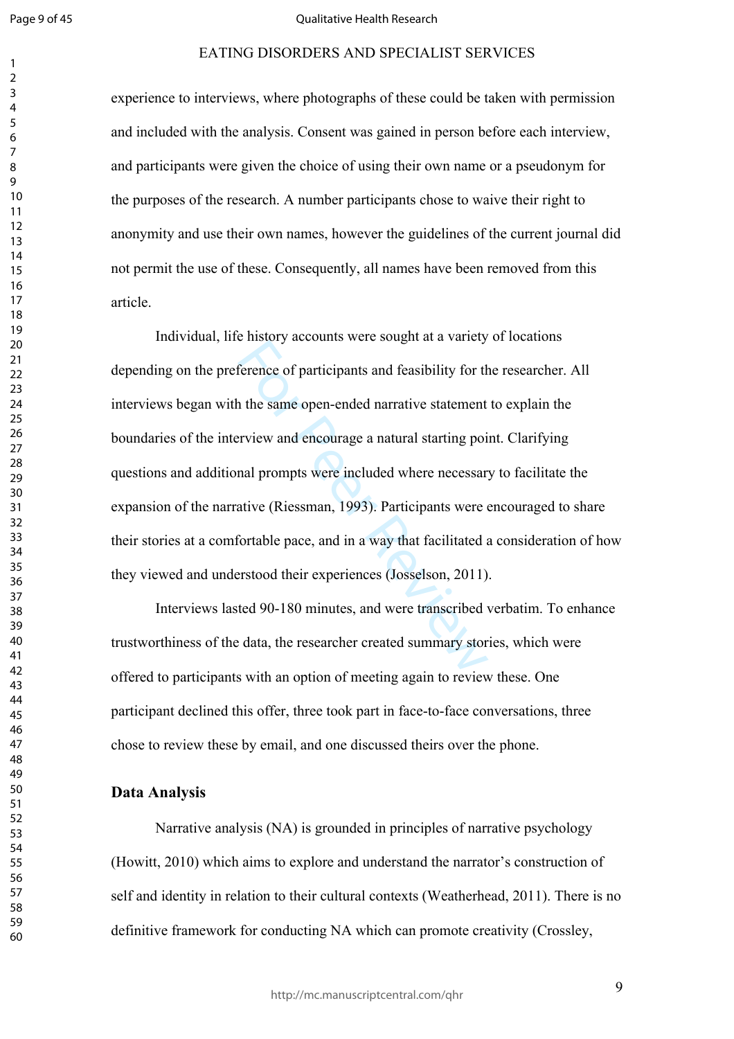experience to interviews, where photographs of these could be taken with permission and included with the analysis. Consent was gained in person before each interview, and participants were given the choice of using their own name or a pseudonym for the purposes of the research. A number participants chose to waive their right to anonymity and use their own names, however the guidelines of the current journal did not permit the use of these. Consequently, all names have been removed from this article.

Individual, life history accounts were sought at a variety of locations depending on the preference of participants and feasibility for the researcher. All interviews began with the same open-ended narrative statement to explain the boundaries of the interview and encourage a natural starting point. Clarifying questions and additional prompts were included where necessary to facilitate the expansion of the narrative (Riessman, 1993). Participants were encouraged to share their stories at a comfortable pace, and in a way that facilitated a consideration of how they viewed and understood their experiences (Josselson, 2011).

Interviews lasted 90-180 minutes, and were transcribed verbatim. To enhance trustworthiness of the data, the researcher created summary stories, which were offered to participants with an option of meeting again to review these. One participant declined this offer, three took part in face-to-face conversations, three chose to review these by email, and one discussed theirs over the phone.

## Data Analysis

Narrative analysis (NA) is grounded in principles of narrative psychology (Howitt, 2010) which aims to explore and understand the narrator's construction of self and identity in relation to their cultural contexts (Weatherhead, 2011). There is no definitive framework for conducting NA which can promote creativity (Crossley,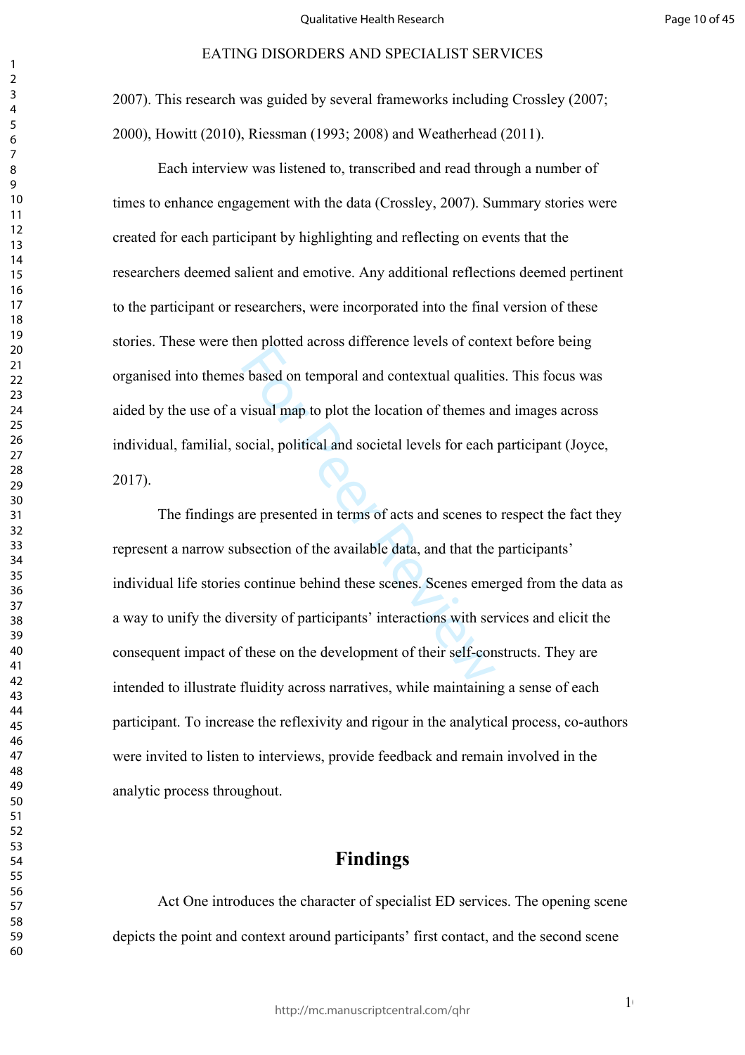2007). This research was guided by several frameworks including Crossley (2007; 2000), Howitt (2010), Riessman (1993; 2008) and Weatherhead (2011).

Each interview was listened to, transcribed and read through a number of times to enhance engagement with the data (Crossley, 2007). Summary stories were created for each participant by highlighting and reflecting on events that the researchers deemed salient and emotive. Any additional reflections deemed pertinent to the participant or researchers, were incorporated into the final version of these stories. These were then plotted across difference levels of context before being organised into themes based on temporal and contextual qualities. This focus was aided by the use of a visual map to plot the location of themes and images across individual, familial, social, political and societal levels for each participant (Joyce, 2017).

The findings are presented in terms of acts and scenes to respect the fact they represent a narrow subsection of the available data, and that the participants' individual life stories continue behind these scenes. Scenes emerged from the data as a way to unify the diversity of participants' interactions with services and elicit the consequent impact of these on the development of their self-constructs. They are intended to illustrate fluidity across narratives, while maintaining a sense of each participant. To increase the reflexivity and rigour in the analytical process, co-authors were invited to listen to interviews, provide feedback and remain involved in the analytic process throughout.

## Findings

Act One introduces the character of specialist ED services. The opening scene depicts the point and context around participants' first contact, and the second scene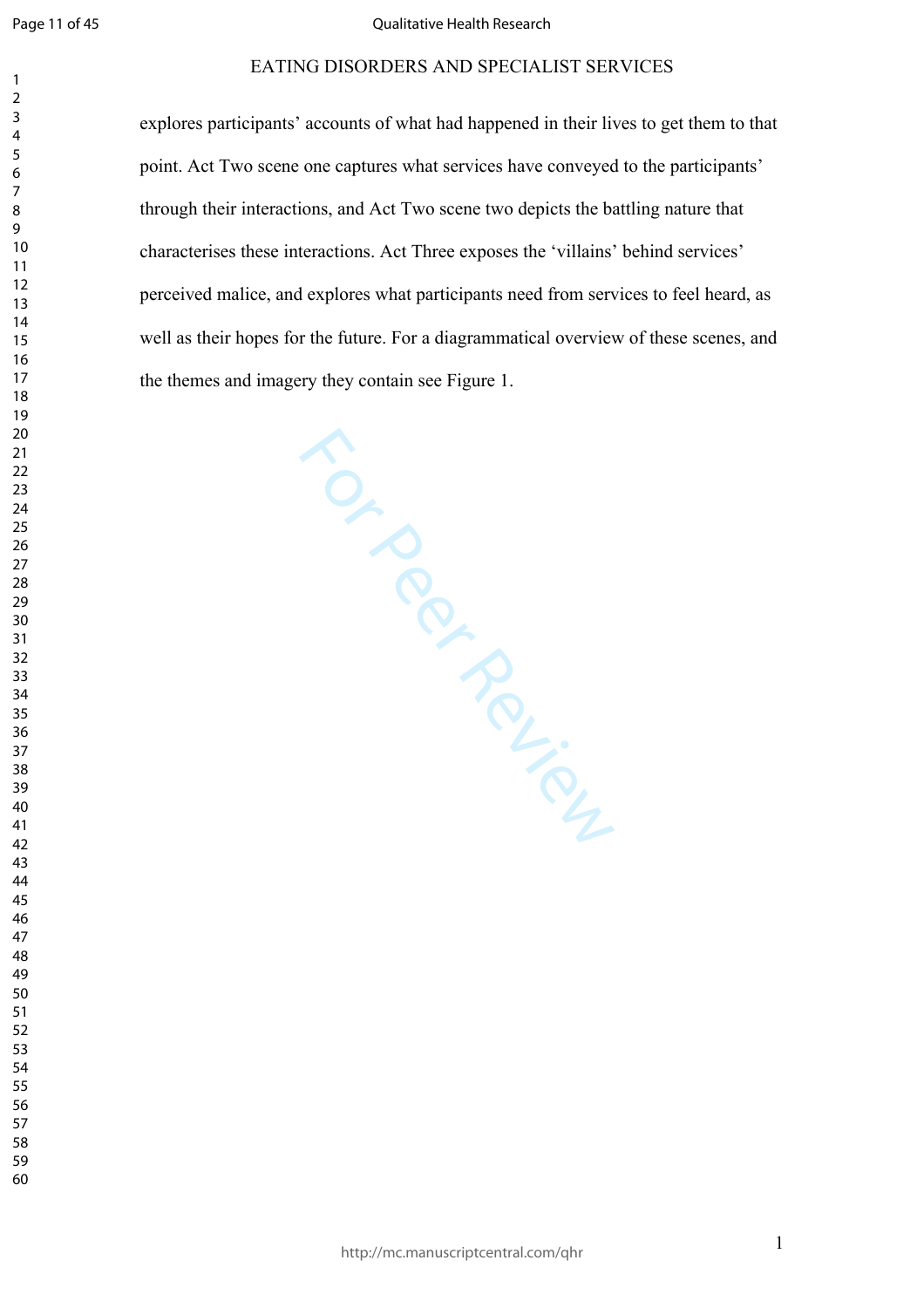explores participants' accounts of what had happened in their lives to get them to that point. Act Two scene one captures what services have conveyed to the participants' through their interactions, and Act Two scene two depicts the battling nature that characterises these interactions. Act Three exposes the 'villains' behind services' perceived malice, and explores what participants need from services to feel heard, as well as their hopes for the future. For a diagrammatical overview of these scenes, and the themes and imagery they contain see Figure 1.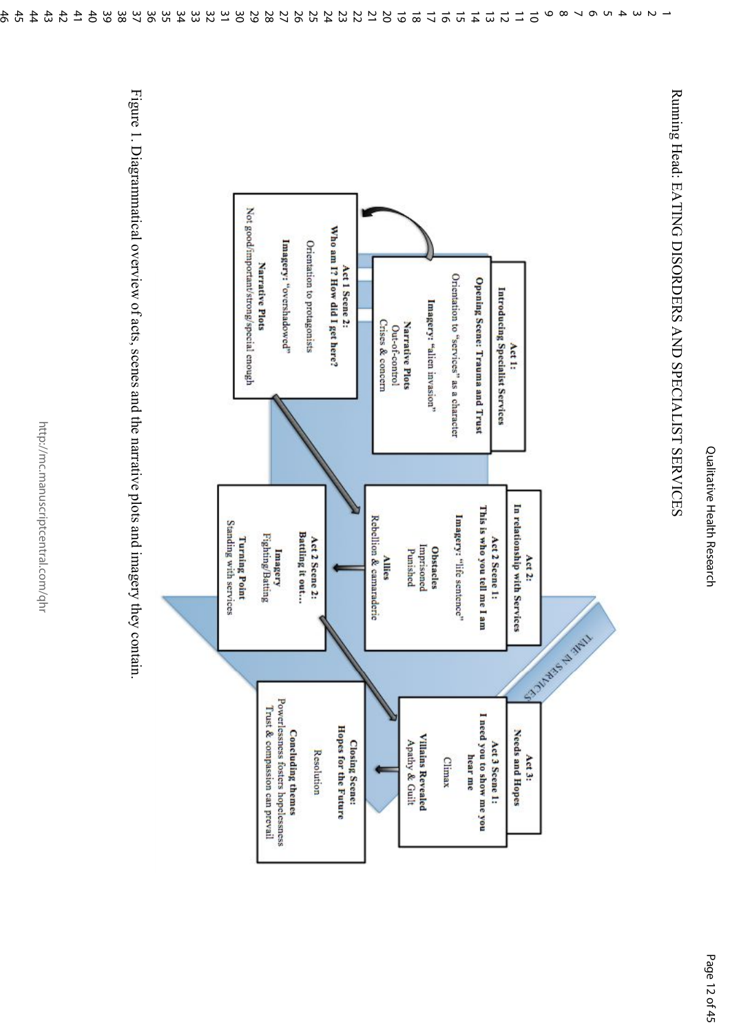Running Head: EATING DISORDERS AND SPECIALIST SERVICES

**Act 1:**
**Introducing Specialist Services**

**Opening Scene: Trauma and Trust**
Orientation to "services" as a character

**Imagery: "alien invasion"**

**Narrative Plots**
Out-of-control
Crises & concern

**Act 1 Scene 2:**
**Who am I? How did I get here?**
Orientation to protagonists

**Imagery: "overshadowed"**

**Narrative Plots**
Not good/important/strong/special enough

**Act 2:**
**In relationship with Services**

**Act 2 Scene 1:**
**This is who you tell me I am**

**Imagery: "life sentence"**

**Obstacles**
Imprisoned
Punished

**Allies**
Rebellion & camaraderie

**Act 2 Scene 2:**
**Battling it out…**

**Imagery**
Fighting/Batting

**Turning Point**
Standing with services

TIME IN SERVICES

**Act 3:**
**Needs and Hopes**

**Act 3 Scene 1:**
**I need you to show me you hear me**

Climax

**Villains Revealed**
Apathy & Guilt

**Closing Scene:**
**Hopes for the Future**

Resolution

**Concluding themes**
Powerlessness fosters hopelessness
Trust & compassion can prevail

Figure 1. Diagrammatical overview of acts, scenes and the narrative plots and imagery they contain.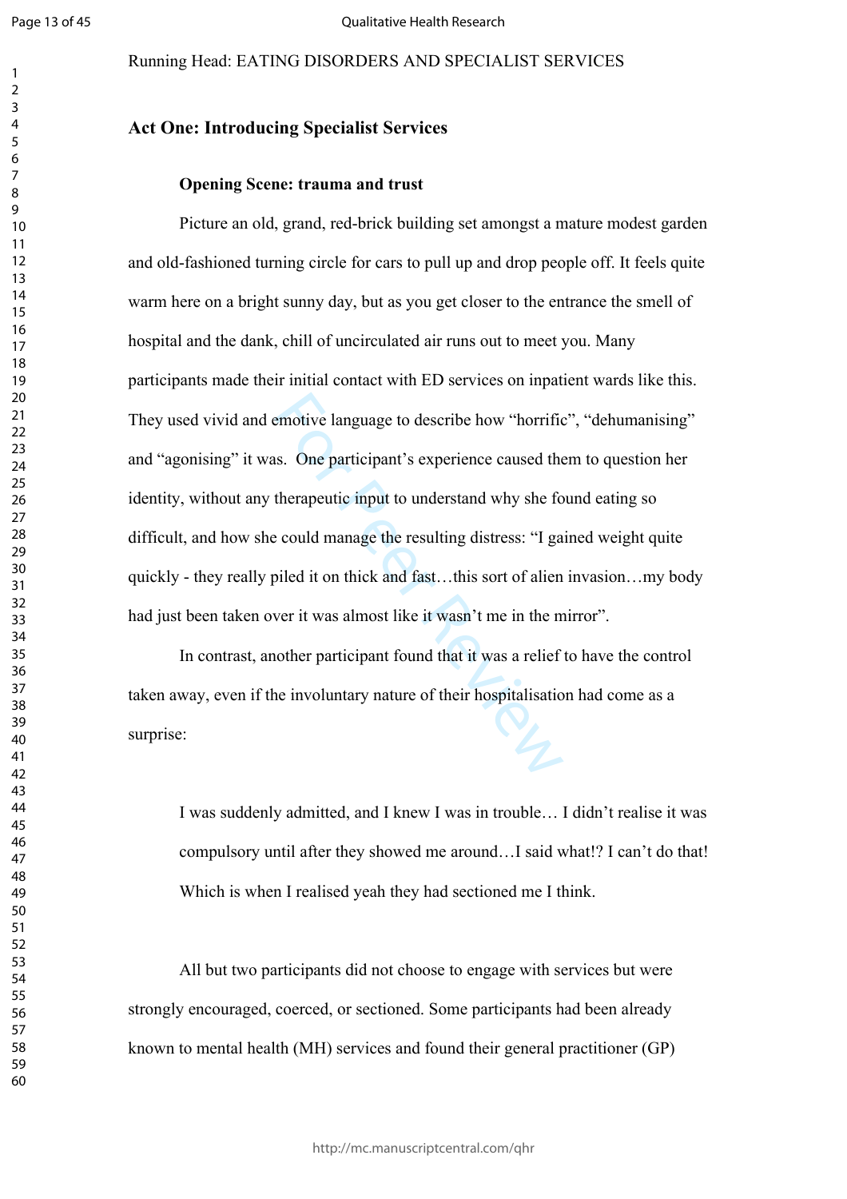## Act One: Introducing Specialist Services

### Opening Scene: trauma and trust

Picture an old, grand, red-brick building set amongst a mature modest garden and old-fashioned turning circle for cars to pull up and drop people off. It feels quite warm here on a bright sunny day, but as you get closer to the entrance the smell of hospital and the dank, chill of uncirculated air runs out to meet you. Many participants made their initial contact with ED services on inpatient wards like this. They used vivid and emotive language to describe how "horrific", "dehumanising" and "agonising" it was. One participant's experience caused them to question her identity, without any therapeutic input to understand why she found eating so difficult, and how she could manage the resulting distress: "I gained weight quite quickly - they really piled it on thick and fast…this sort of alien invasion…my body had just been taken over it was almost like it wasn't me in the mirror".

In contrast, another participant found that it was a relief to have the control taken away, even if the involuntary nature of their hospitalisation had come as a surprise:

> I was suddenly admitted, and I knew I was in trouble… I didn't realise it was compulsory until after they showed me around…I said what!? I can't do that! Which is when I realised yeah they had sectioned me I think.

All but two participants did not choose to engage with services but were strongly encouraged, coerced, or sectioned. Some participants had been already known to mental health (MH) services and found their general practitioner (GP)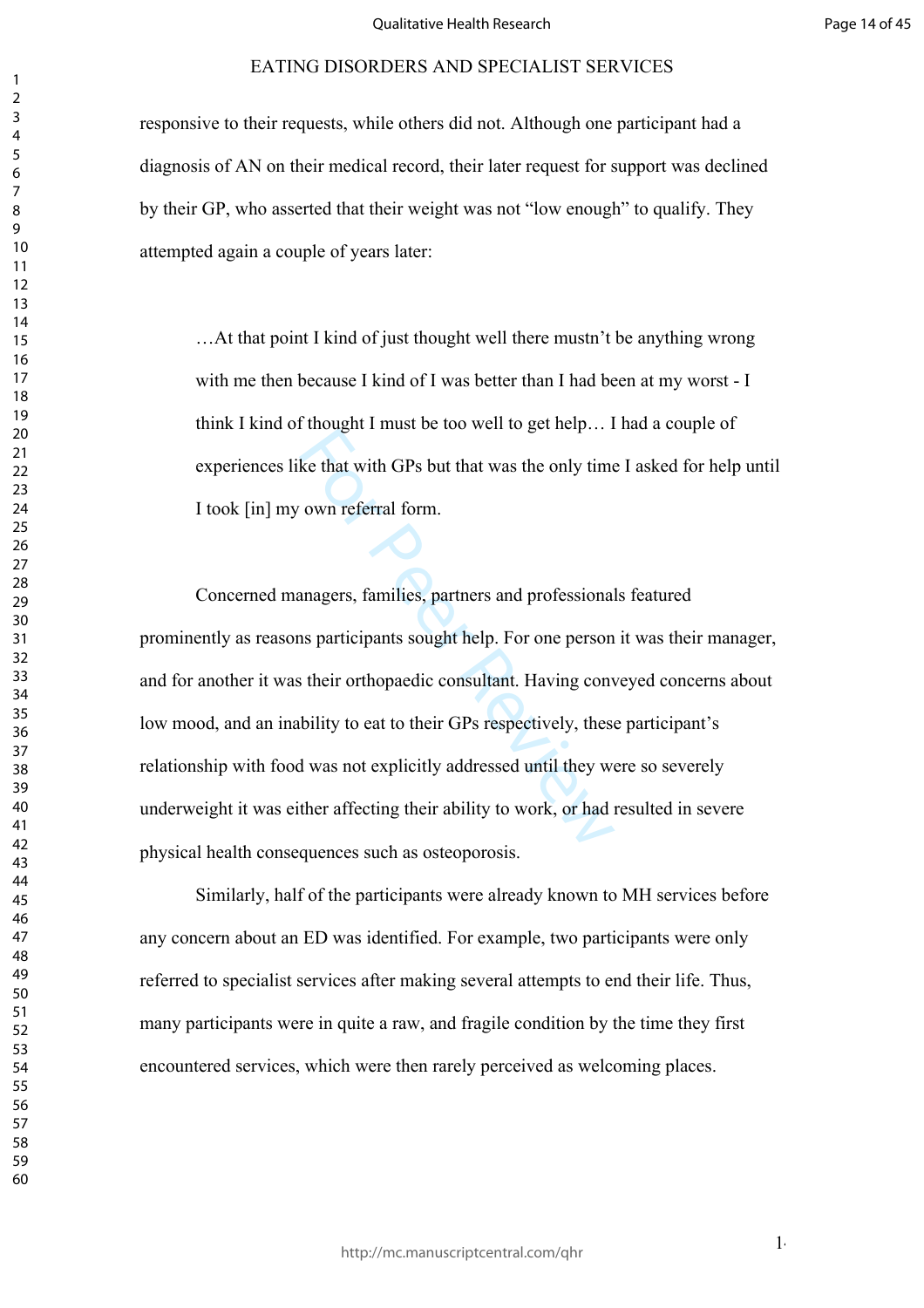responsive to their requests, while others did not. Although one participant had a diagnosis of AN on their medical record, their later request for support was declined by their GP, who asserted that their weight was not "low enough" to qualify. They attempted again a couple of years later:

> …At that point I kind of just thought well there mustn't be anything wrong with me then because I kind of I was better than I had been at my worst - I think I kind of thought I must be too well to get help… I had a couple of experiences like that with GPs but that was the only time I asked for help until I took [in] my own referral form.

Concerned managers, families, partners and professionals featured prominently as reasons participants sought help. For one person it was their manager, and for another it was their orthopaedic consultant. Having conveyed concerns about low mood, and an inability to eat to their GPs respectively, these participant's relationship with food was not explicitly addressed until they were so severely underweight it was either affecting their ability to work, or had resulted in severe physical health consequences such as osteoporosis.

Similarly, half of the participants were already known to MH services before any concern about an ED was identified. For example, two participants were only referred to specialist services after making several attempts to end their life. Thus, many participants were in quite a raw, and fragile condition by the time they first encountered services, which were then rarely perceived as welcoming places.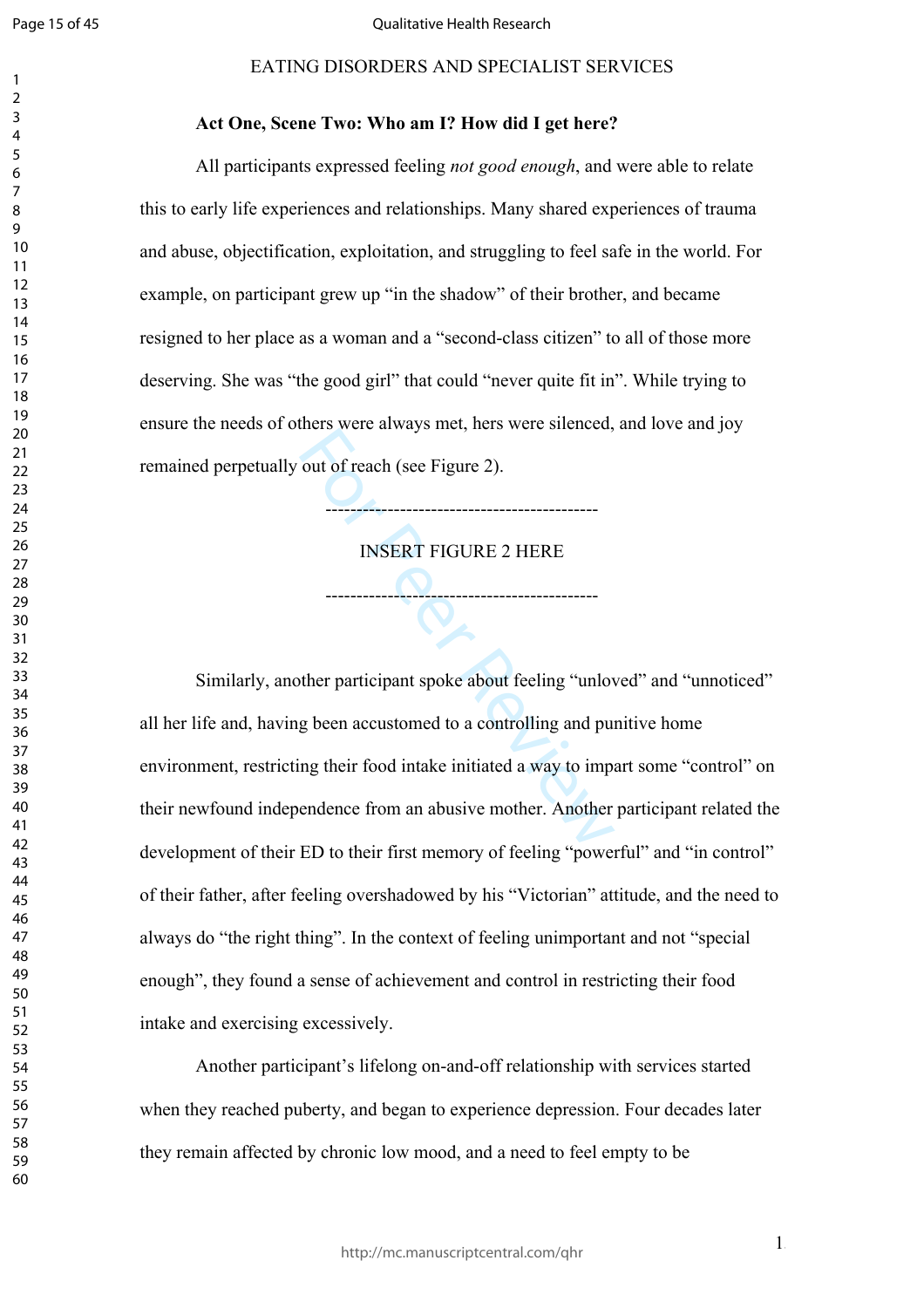**Act One, Scene Two: Who am I? How did I get here?**

All participants expressed feeling *not good enough*, and were able to relate this to early life experiences and relationships. Many shared experiences of trauma and abuse, objectification, exploitation, and struggling to feel safe in the world. For example, on participant grew up "in the shadow" of their brother, and became resigned to her place as a woman and a "second-class citizen" to all of those more deserving. She was "the good girl" that could "never quite fit in". While trying to ensure the needs of others were always met, hers were silenced, and love and joy remained perpetually out of reach (see Figure 2).

---

INSERT FIGURE 2 HERE

---

Similarly, another participant spoke about feeling "unloved" and "unnoticed" all her life and, having been accustomed to a controlling and punitive home environment, restricting their food intake initiated a way to impart some "control" on their newfound independence from an abusive mother. Another participant related the development of their ED to their first memory of feeling "powerful" and "in control" of their father, after feeling overshadowed by his "Victorian" attitude, and the need to always do "the right thing". In the context of feeling unimportant and not "special enough", they found a sense of achievement and control in restricting their food intake and exercising excessively.

Another participant's lifelong on-and-off relationship with services started when they reached puberty, and began to experience depression. Four decades later they remain affected by chronic low mood, and a need to feel empty to be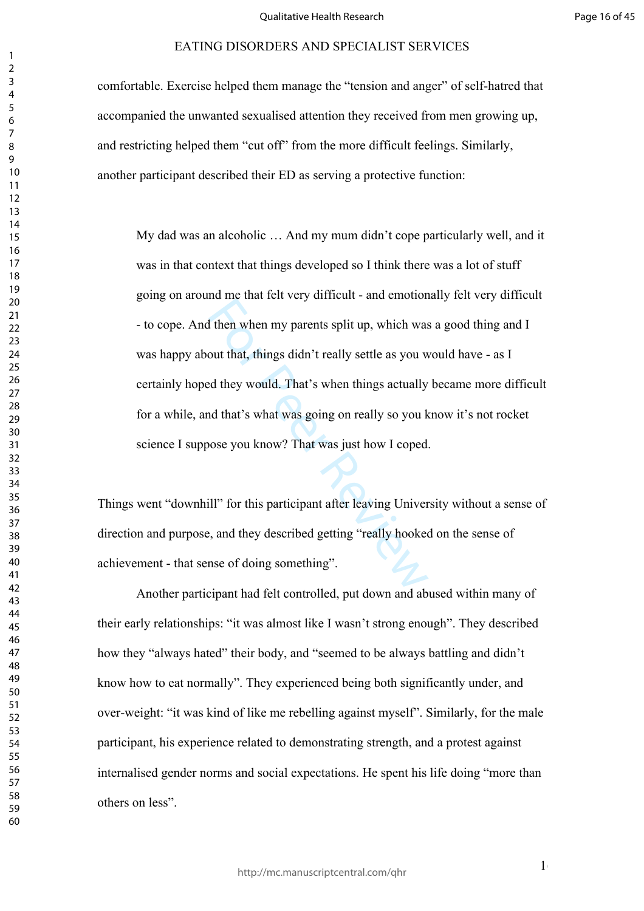comfortable. Exercise helped them manage the "tension and anger" of self-hatred that accompanied the unwanted sexualised attention they received from men growing up, and restricting helped them "cut off" from the more difficult feelings. Similarly, another participant described their ED as serving a protective function:

> My dad was an alcoholic … And my mum didn't cope particularly well, and it was in that context that things developed so I think there was a lot of stuff going on around me that felt very difficult - and emotionally felt very difficult - to cope. And then when my parents split up, which was a good thing and I was happy about that, things didn't really settle as you would have - as I certainly hoped they would. That's when things actually became more difficult for a while, and that's what was going on really so you know it's not rocket science I suppose you know? That was just how I coped.

Things went "downhill" for this participant after leaving University without a sense of direction and purpose, and they described getting "really hooked on the sense of achievement - that sense of doing something".

Another participant had felt controlled, put down and abused within many of their early relationships: "it was almost like I wasn't strong enough". They described how they "always hated" their body, and "seemed to be always battling and didn't know how to eat normally". They experienced being both significantly under, and over-weight: "it was kind of like me rebelling against myself". Similarly, for the male participant, his experience related to demonstrating strength, and a protest against internalised gender norms and social expectations. He spent his life doing "more than others on less".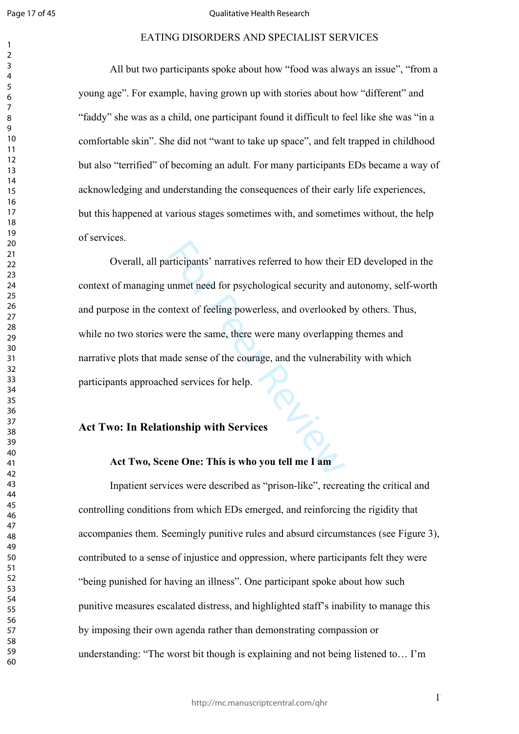All but two participants spoke about how “food was always an issue”, “from a young age”. For example, having grown up with stories about how “different” and “faddy” she was as a child, one participant found it difficult to feel like she was “in a comfortable skin”. She did not “want to take up space”, and felt trapped in childhood but also “terrified” of becoming an adult. For many participants EDs became a way of acknowledging and understanding the consequences of their early life experiences, but this happened at various stages sometimes with, and sometimes without, the help of services.

Overall, all participants’ narratives referred to how their ED developed in the context of managing unmet need for psychological security and autonomy, self-worth and purpose in the context of feeling powerless, and overlooked by others. Thus, while no two stories were the same, there were many overlapping themes and narrative plots that made sense of the courage, and the vulnerability with which participants approached services for help.

## Act Two: In Relationship with Services

### Act Two, Scene One: This is who you tell me I am

Inpatient services were described as “prison-like”, recreating the critical and controlling conditions from which EDs emerged, and reinforcing the rigidity that accompanies them. Seemingly punitive rules and absurd circumstances (see Figure 3), contributed to a sense of injustice and oppression, where participants felt they were “being punished for having an illness”. One participant spoke about how such punitive measures escalated distress, and highlighted staff’s inability to manage this by imposing their own agenda rather than demonstrating compassion or understanding: “The worst bit though is explaining and not being listened to… I’m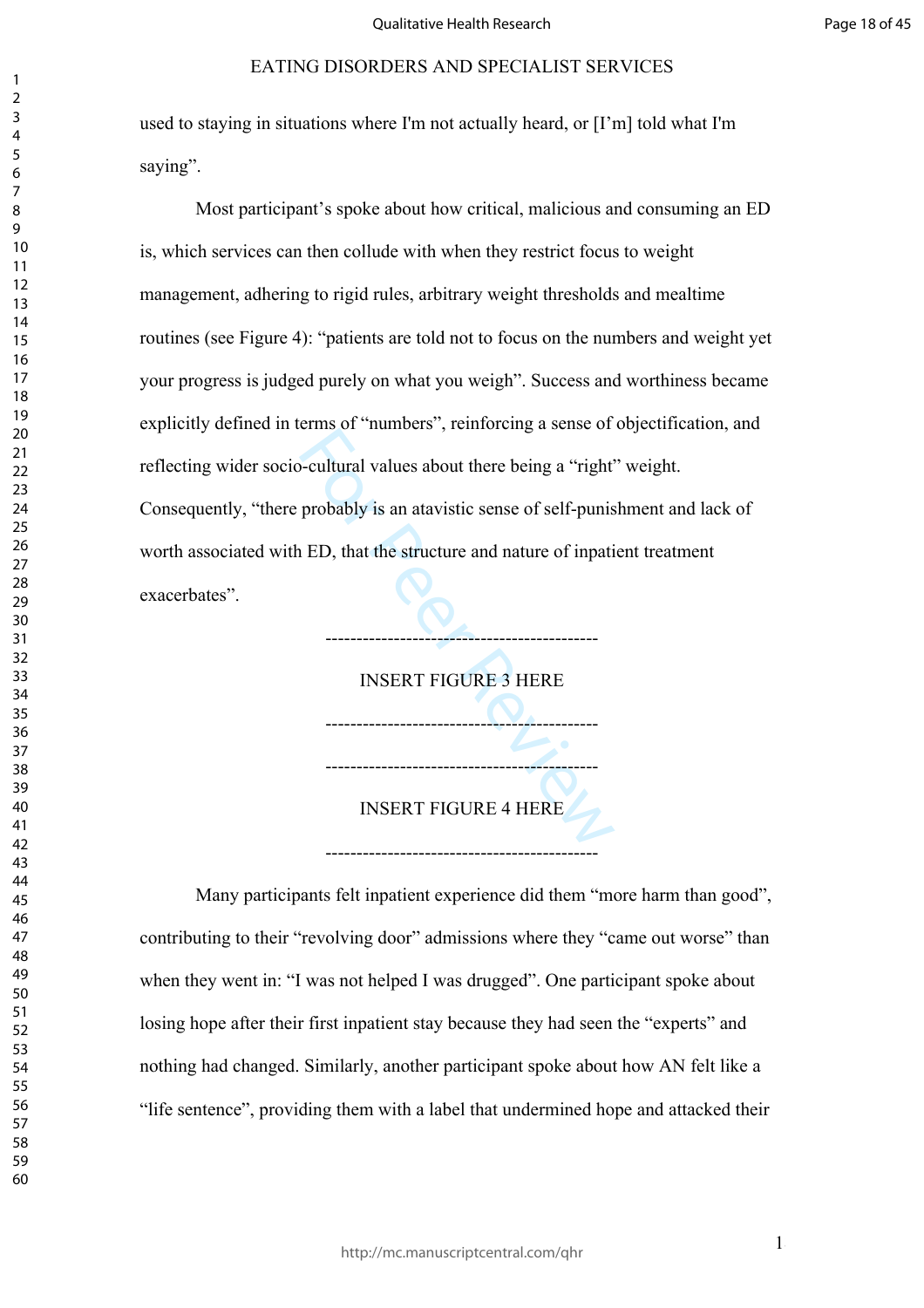used to staying in situations where I'm not actually heard, or [I'm] told what I'm saying".

Most participant's spoke about how critical, malicious and consuming an ED is, which services can then collude with when they restrict focus to weight management, adhering to rigid rules, arbitrary weight thresholds and mealtime routines (see Figure 4): "patients are told not to focus on the numbers and weight yet your progress is judged purely on what you weigh". Success and worthiness became explicitly defined in terms of "numbers", reinforcing a sense of objectification, and reflecting wider socio-cultural values about there being a "right" weight. Consequently, "there probably is an atavistic sense of self-punishment and lack of worth associated with ED, that the structure and nature of inpatient treatment exacerbates".

--------------------------------------------

INSERT FIGURE 3 HERE

--------------------------------------------

--------------------------------------------

INSERT FIGURE 4 HERE

--------------------------------------------

Many participants felt inpatient experience did them "more harm than good", contributing to their "revolving door" admissions where they "came out worse" than when they went in: "I was not helped I was drugged". One participant spoke about losing hope after their first inpatient stay because they had seen the "experts" and nothing had changed. Similarly, another participant spoke about how AN felt like a "life sentence", providing them with a label that undermined hope and attacked their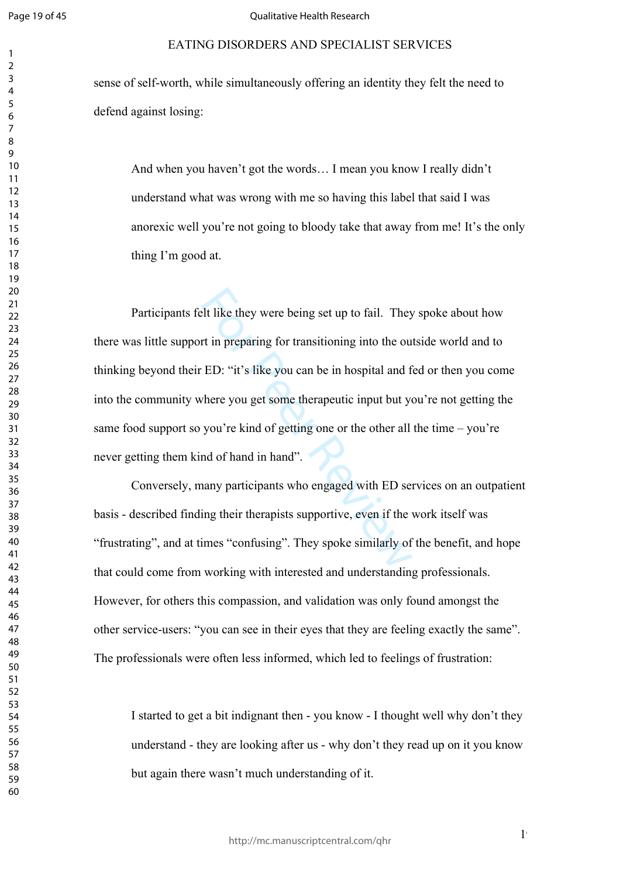sense of self-worth, while simultaneously offering an identity they felt the need to defend against losing:

> And when you haven't got the words… I mean you know I really didn't understand what was wrong with me so having this label that said I was anorexic well you're not going to bloody take that away from me! It's the only thing I'm good at.

Participants felt like they were being set up to fail. They spoke about how there was little support in preparing for transitioning into the outside world and to thinking beyond their ED: "it's like you can be in hospital and fed or then you come into the community where you get some therapeutic input but you're not getting the same food support so you're kind of getting one or the other all the time – you're never getting them kind of hand in hand".

Conversely, many participants who engaged with ED services on an outpatient basis - described finding their therapists supportive, even if the work itself was "frustrating", and at times "confusing". They spoke similarly of the benefit, and hope that could come from working with interested and understanding professionals. However, for others this compassion, and validation was only found amongst the other service-users: "you can see in their eyes that they are feeling exactly the same". The professionals were often less informed, which led to feelings of frustration:

> I started to get a bit indignant then - you know - I thought well why don't they understand - they are looking after us - why don't they read up on it you know but again there wasn't much understanding of it.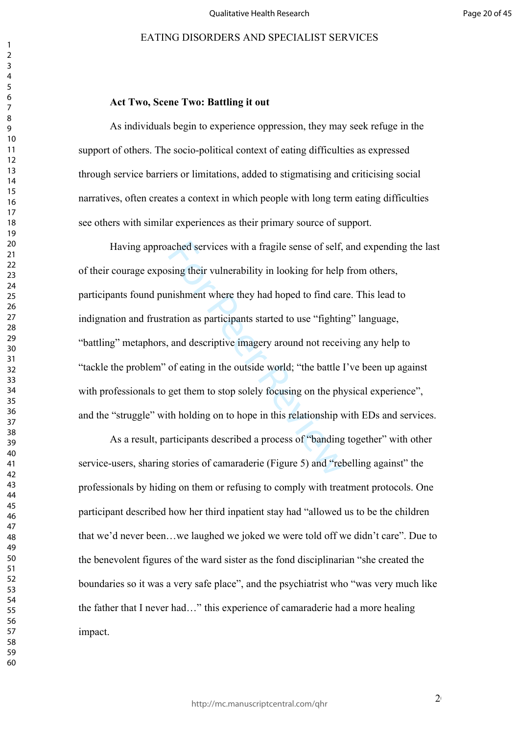**Act Two, Scene Two: Battling it out**

As individuals begin to experience oppression, they may seek refuge in the support of others. The socio-political context of eating difficulties as expressed through service barriers or limitations, added to stigmatising and criticising social narratives, often creates a context in which people with long term eating difficulties see others with similar experiences as their primary source of support.

Having approached services with a fragile sense of self, and expending the last of their courage exposing their vulnerability in looking for help from others, participants found punishment where they had hoped to find care. This lead to indignation and frustration as participants started to use "fighting" language, "battling" metaphors, and descriptive imagery around not receiving any help to "tackle the problem" of eating in the outside world; "the battle I've been up against with professionals to get them to stop solely focusing on the physical experience", and the "struggle" with holding on to hope in this relationship with EDs and services.

As a result, participants described a process of "banding together" with other service-users, sharing stories of camaraderie (Figure 5) and "rebelling against" the professionals by hiding on them or refusing to comply with treatment protocols. One participant described how her third inpatient stay had "allowed us to be the children that we'd never been…we laughed we joked we were told off we didn't care". Due to the benevolent figures of the ward sister as the fond disciplinarian "she created the boundaries so it was a very safe place", and the psychiatrist who "was very much like the father that I never had…" this experience of camaraderie had a more healing impact.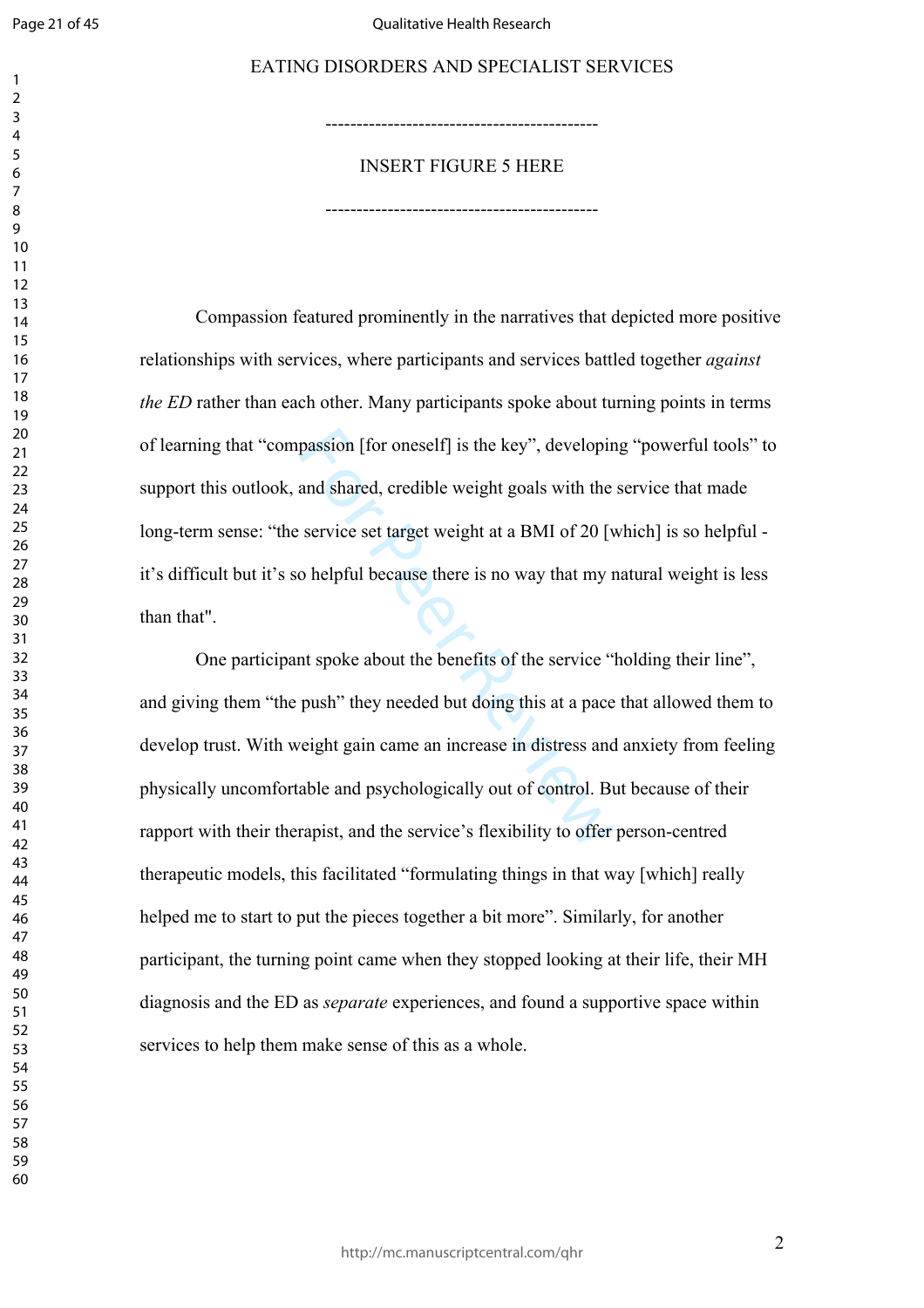--------------------------------------------

INSERT FIGURE 5 HERE

--------------------------------------------

Compassion featured prominently in the narratives that depicted more positive relationships with services, where participants and services battled together *against the ED* rather than each other. Many participants spoke about turning points in terms of learning that "compassion [for oneself] is the key", developing "powerful tools" to support this outlook, and shared, credible weight goals with the service that made long-term sense: "the service set target weight at a BMI of 20 [which] is so helpful - it's difficult but it's so helpful because there is no way that my natural weight is less than that".

One participant spoke about the benefits of the service "holding their line", and giving them "the push" they needed but doing this at a pace that allowed them to develop trust. With weight gain came an increase in distress and anxiety from feeling physically uncomfortable and psychologically out of control. But because of their rapport with their therapist, and the service's flexibility to offer person-centred therapeutic models, this facilitated "formulating things in that way [which] really helped me to start to put the pieces together a bit more". Similarly, for another participant, the turning point came when they stopped looking at their life, their MH diagnosis and the ED as *separate* experiences, and found a supportive space within services to help them make sense of this as a whole.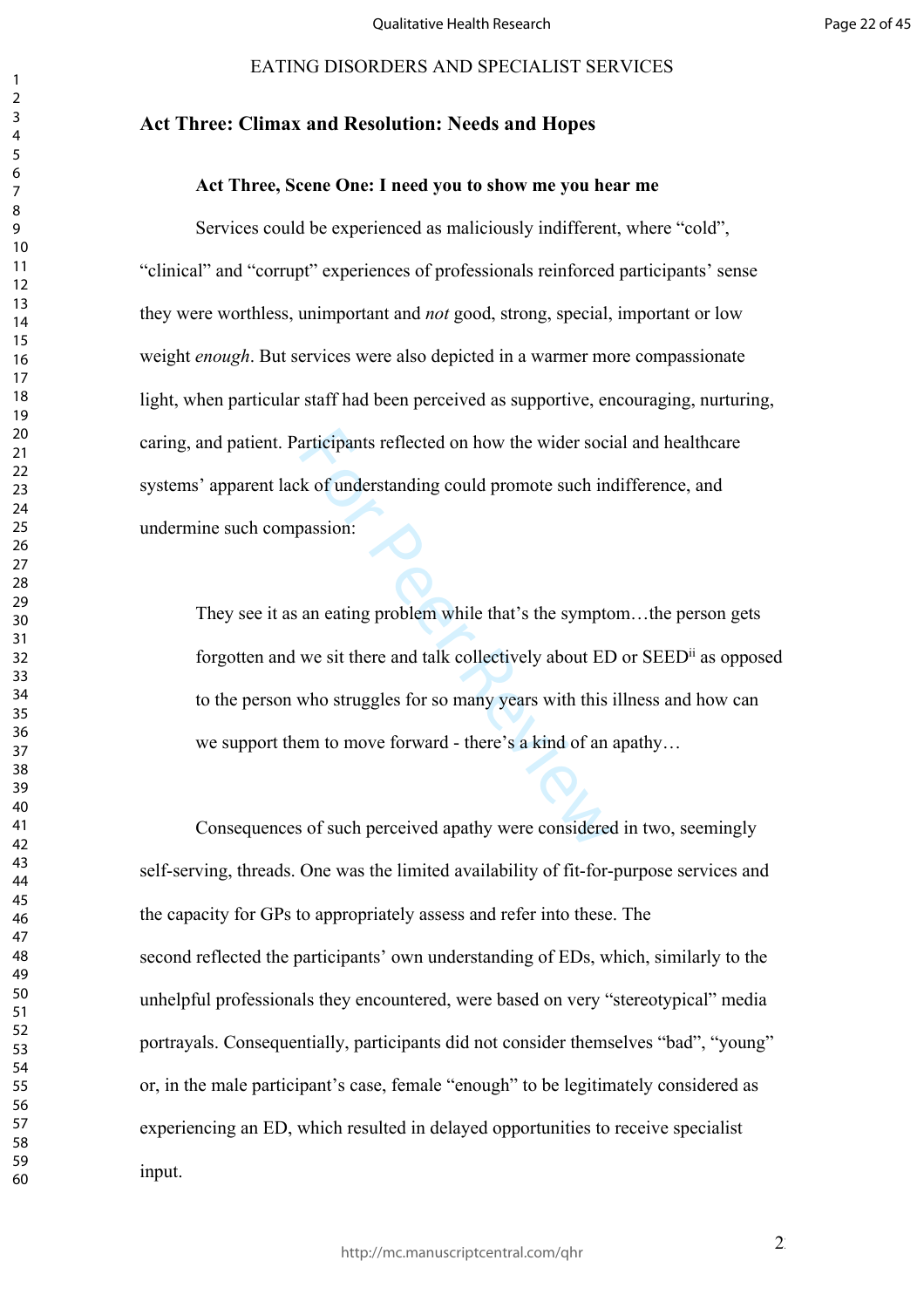## Act Three: Climax and Resolution: Needs and Hopes

### Act Three, Scene One: I need you to show me you hear me

Services could be experienced as maliciously indifferent, where "cold", "clinical" and "corrupt" experiences of professionals reinforced participants' sense they were worthless, unimportant and *not* good, strong, special, important or low weight *enough*. But services were also depicted in a warmer more compassionate light, when particular staff had been perceived as supportive, encouraging, nurturing, caring, and patient. Participants reflected on how the wider social and healthcare systems' apparent lack of understanding could promote such indifference, and undermine such compassion:

> They see it as an eating problem while that's the symptom…the person gets forgotten and we sit there and talk collectively about ED or SEED[ii] as opposed to the person who struggles for so many years with this illness and how can we support them to move forward - there's a kind of an apathy…

Consequences of such perceived apathy were considered in two, seemingly self-serving, threads. One was the limited availability of fit-for-purpose services and the capacity for GPs to appropriately assess and refer into these. The second reflected the participants' own understanding of EDs, which, similarly to the unhelpful professionals they encountered, were based on very "stereotypical" media portrayals. Consequentially, participants did not consider themselves "bad", "young" or, in the male participant's case, female "enough" to be legitimately considered as experiencing an ED, which resulted in delayed opportunities to receive specialist input.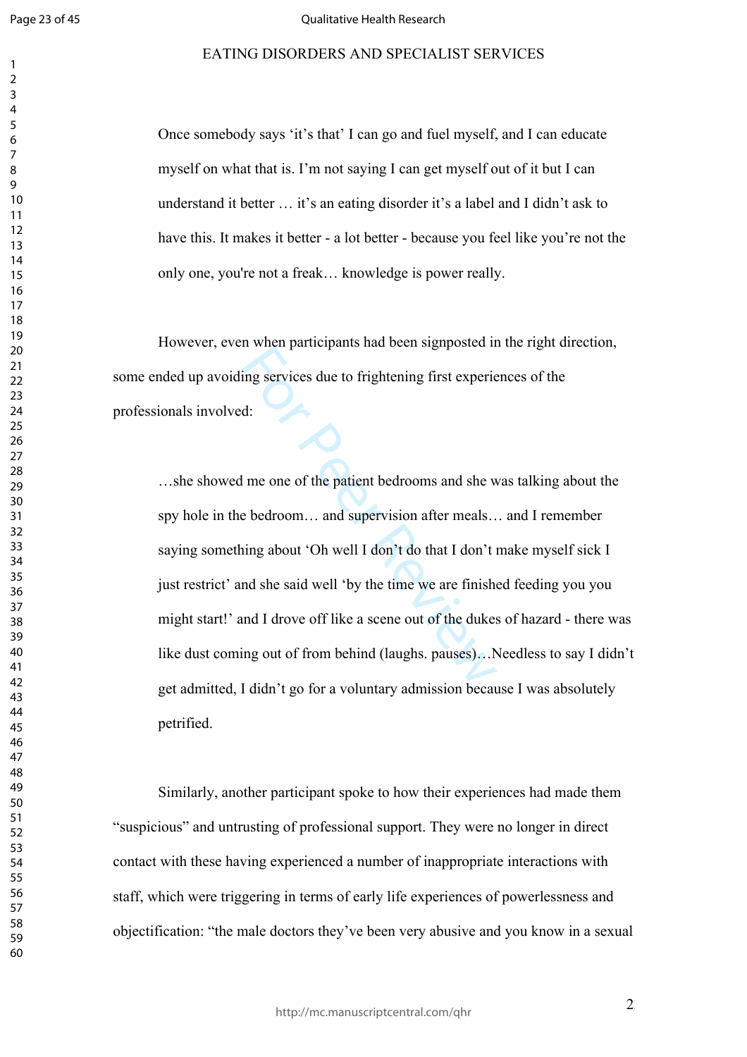> Once somebody says 'it's that' I can go and fuel myself, and I can educate myself on what that is. I'm not saying I can get myself out of it but I can understand it better … it's an eating disorder it's a label and I didn't ask to have this. It makes it better - a lot better - because you feel like you're not the only one, you're not a freak… knowledge is power really.

However, even when participants had been signposted in the right direction, some ended up avoiding services due to frightening first experiences of the professionals involved:

> …she showed me one of the patient bedrooms and she was talking about the spy hole in the bedroom… and supervision after meals… and I remember saying something about 'Oh well I don't do that I don't make myself sick I just restrict' and she said well 'by the time we are finished feeding you you might start!' and I drove off like a scene out of the dukes of hazard - there was like dust coming out of from behind (laughs. pauses)…Needless to say I didn't get admitted, I didn't go for a voluntary admission because I was absolutely petrified.

Similarly, another participant spoke to how their experiences had made them "suspicious" and untrusting of professional support. They were no longer in direct contact with these having experienced a number of inappropriate interactions with staff, which were triggering in terms of early life experiences of powerlessness and objectification: "the male doctors they've been very abusive and you know in a sexual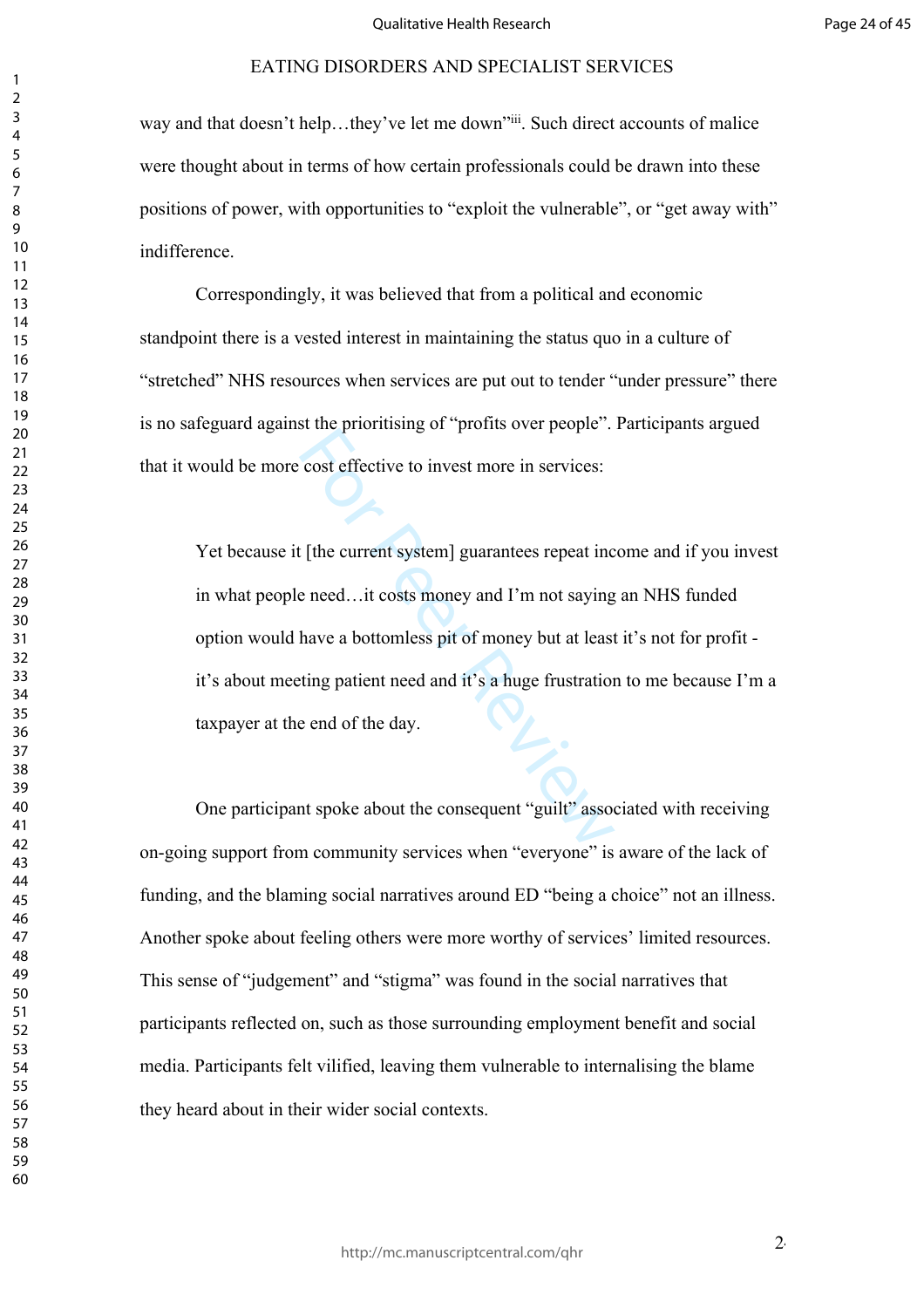way and that doesn't help…they've let me down"[iii]. Such direct accounts of malice were thought about in terms of how certain professionals could be drawn into these positions of power, with opportunities to "exploit the vulnerable", or "get away with" indifference.

Correspondingly, it was believed that from a political and economic standpoint there is a vested interest in maintaining the status quo in a culture of "stretched" NHS resources when services are put out to tender "under pressure" there is no safeguard against the prioritising of "profits over people". Participants argued that it would be more cost effective to invest more in services:

> Yet because it [the current system] guarantees repeat income and if you invest in what people need…it costs money and I'm not saying an NHS funded option would have a bottomless pit of money but at least it's not for profit - it's about meeting patient need and it's a huge frustration to me because I'm a taxpayer at the end of the day.

One participant spoke about the consequent "guilt" associated with receiving on-going support from community services when "everyone" is aware of the lack of funding, and the blaming social narratives around ED "being a choice" not an illness. Another spoke about feeling others were more worthy of services' limited resources. This sense of "judgement" and "stigma" was found in the social narratives that participants reflected on, such as those surrounding employment benefit and social media. Participants felt vilified, leaving them vulnerable to internalising the blame they heard about in their wider social contexts.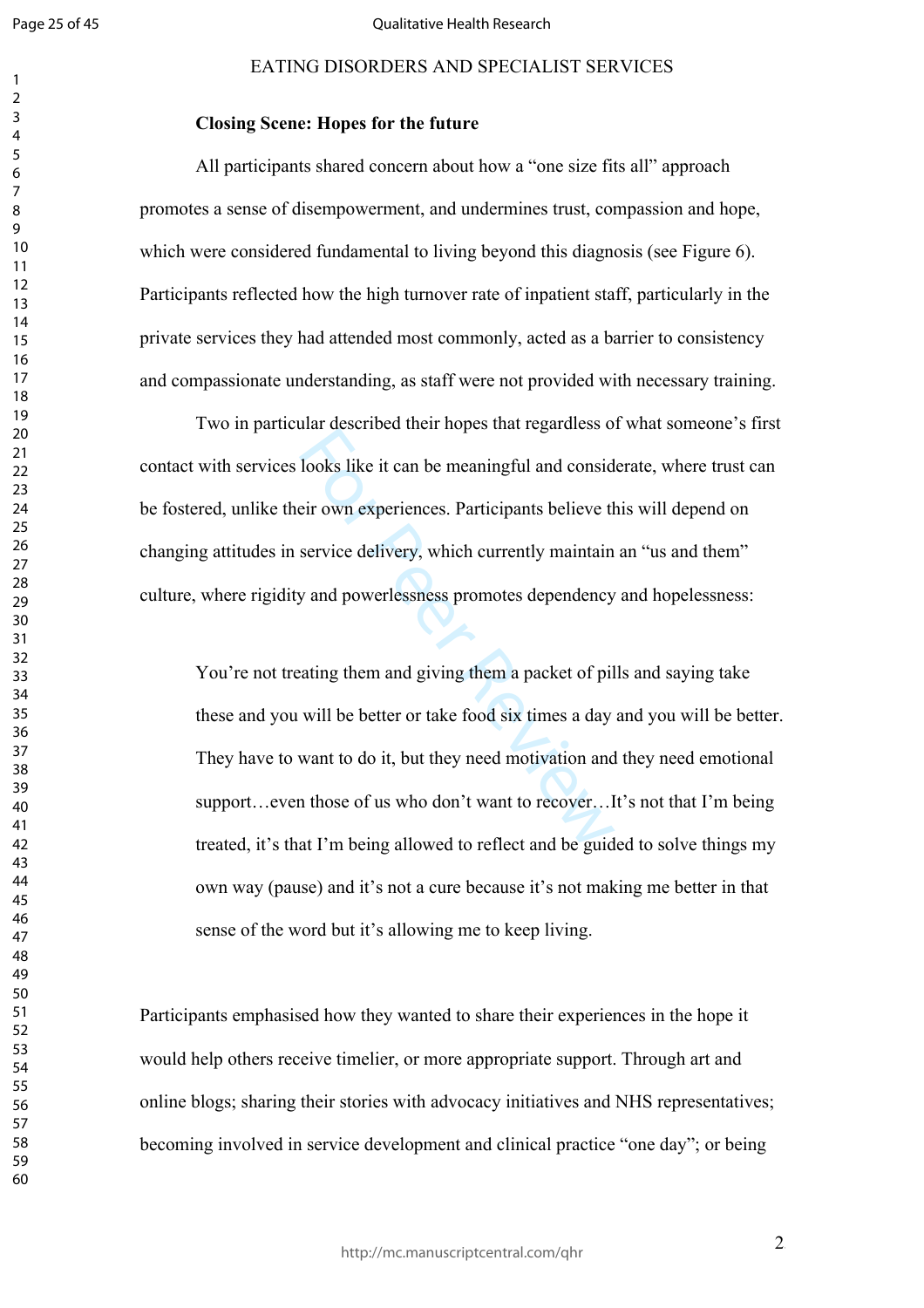**Closing Scene: Hopes for the future**

All participants shared concern about how a "one size fits all" approach promotes a sense of disempowerment, and undermines trust, compassion and hope, which were considered fundamental to living beyond this diagnosis (see Figure 6). Participants reflected how the high turnover rate of inpatient staff, particularly in the private services they had attended most commonly, acted as a barrier to consistency and compassionate understanding, as staff were not provided with necessary training.

Two in particular described their hopes that regardless of what someone's first contact with services looks like it can be meaningful and considerate, where trust can be fostered, unlike their own experiences. Participants believe this will depend on changing attitudes in service delivery, which currently maintain an "us and them" culture, where rigidity and powerlessness promotes dependency and hopelessness:

> You're not treating them and giving them a packet of pills and saying take these and you will be better or take food six times a day and you will be better. They have to want to do it, but they need motivation and they need emotional support…even those of us who don't want to recover…It's not that I'm being treated, it's that I'm being allowed to reflect and be guided to solve things my own way (pause) and it's not a cure because it's not making me better in that sense of the word but it's allowing me to keep living.

Participants emphasised how they wanted to share their experiences in the hope it would help others receive timelier, or more appropriate support. Through art and online blogs; sharing their stories with advocacy initiatives and NHS representatives; becoming involved in service development and clinical practice "one day"; or being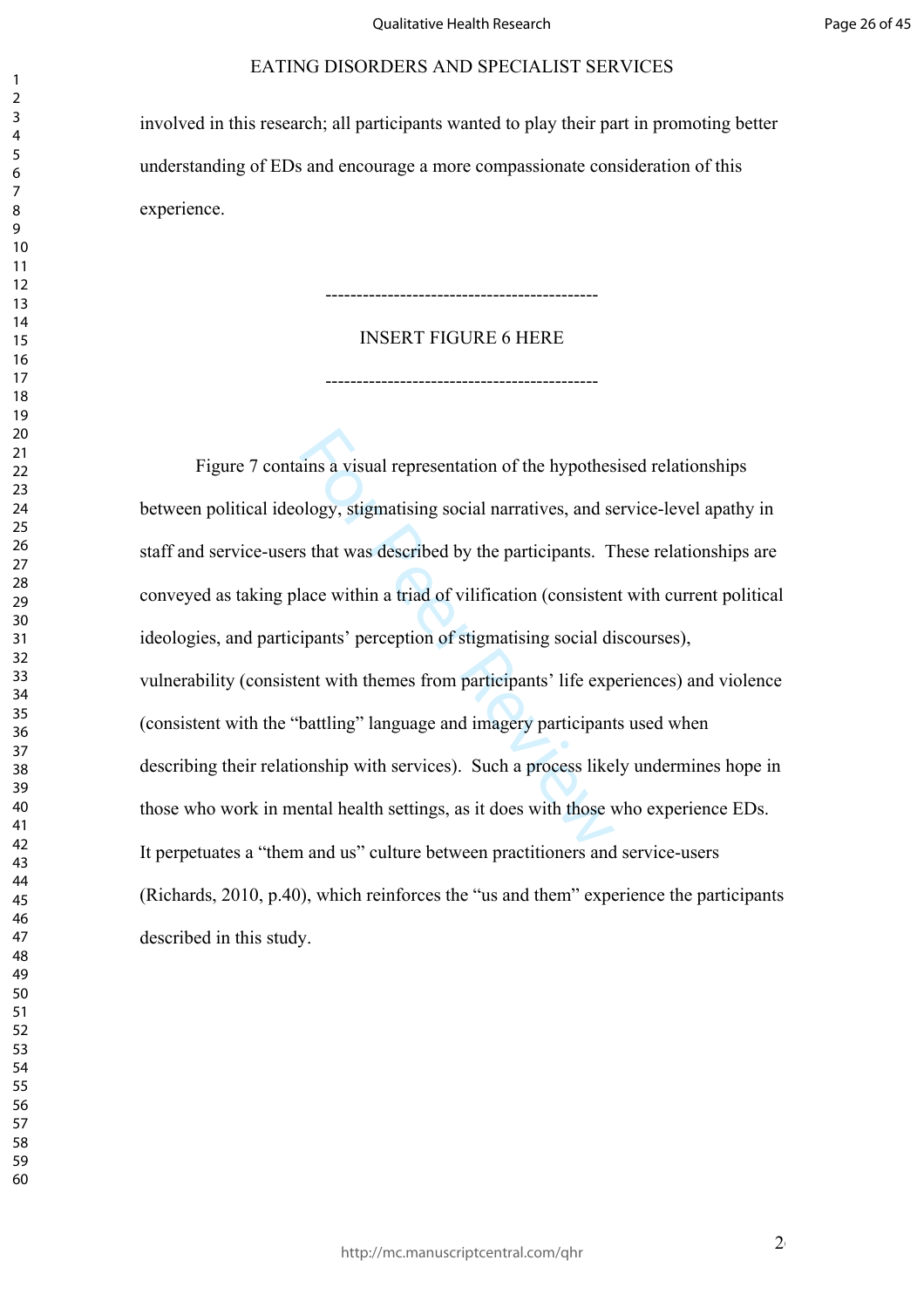involved in this research; all participants wanted to play their part in promoting better understanding of EDs and encourage a more compassionate consideration of this experience.

--------------------------------------------

INSERT FIGURE 6 HERE

--------------------------------------------

Figure 7 contains a visual representation of the hypothesised relationships between political ideology, stigmatising social narratives, and service-level apathy in staff and service-users that was described by the participants. These relationships are conveyed as taking place within a triad of vilification (consistent with current political ideologies, and participants' perception of stigmatising social discourses), vulnerability (consistent with themes from participants' life experiences) and violence (consistent with the "battling" language and imagery participants used when describing their relationship with services). Such a process likely undermines hope in those who work in mental health settings, as it does with those who experience EDs. It perpetuates a "them and us" culture between practitioners and service-users (Richards, 2010, p.40), which reinforces the "us and them" experience the participants described in this study.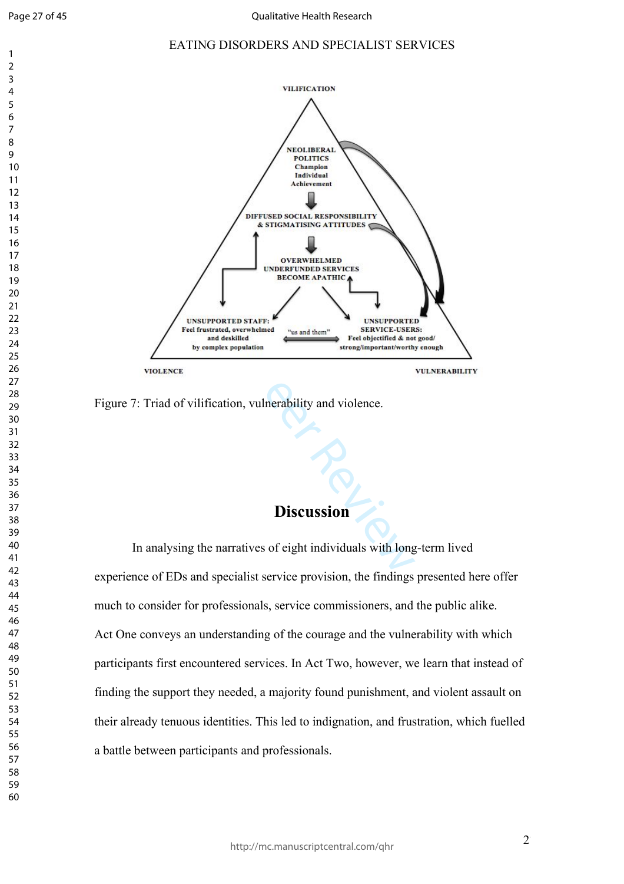Figure 7: Triad of vilification, vulnerability and violence.

## Discussion

In analysing the narratives of eight individuals with long-term lived experience of EDs and specialist service provision, the findings presented here offer much to consider for professionals, service commissioners, and the public alike. Act One conveys an understanding of the courage and the vulnerability with which participants first encountered services. In Act Two, however, we learn that instead of finding the support they needed, a majority found punishment, and violent assault on their already tenuous identities. This led to indignation, and frustration, which fuelled a battle between participants and professionals.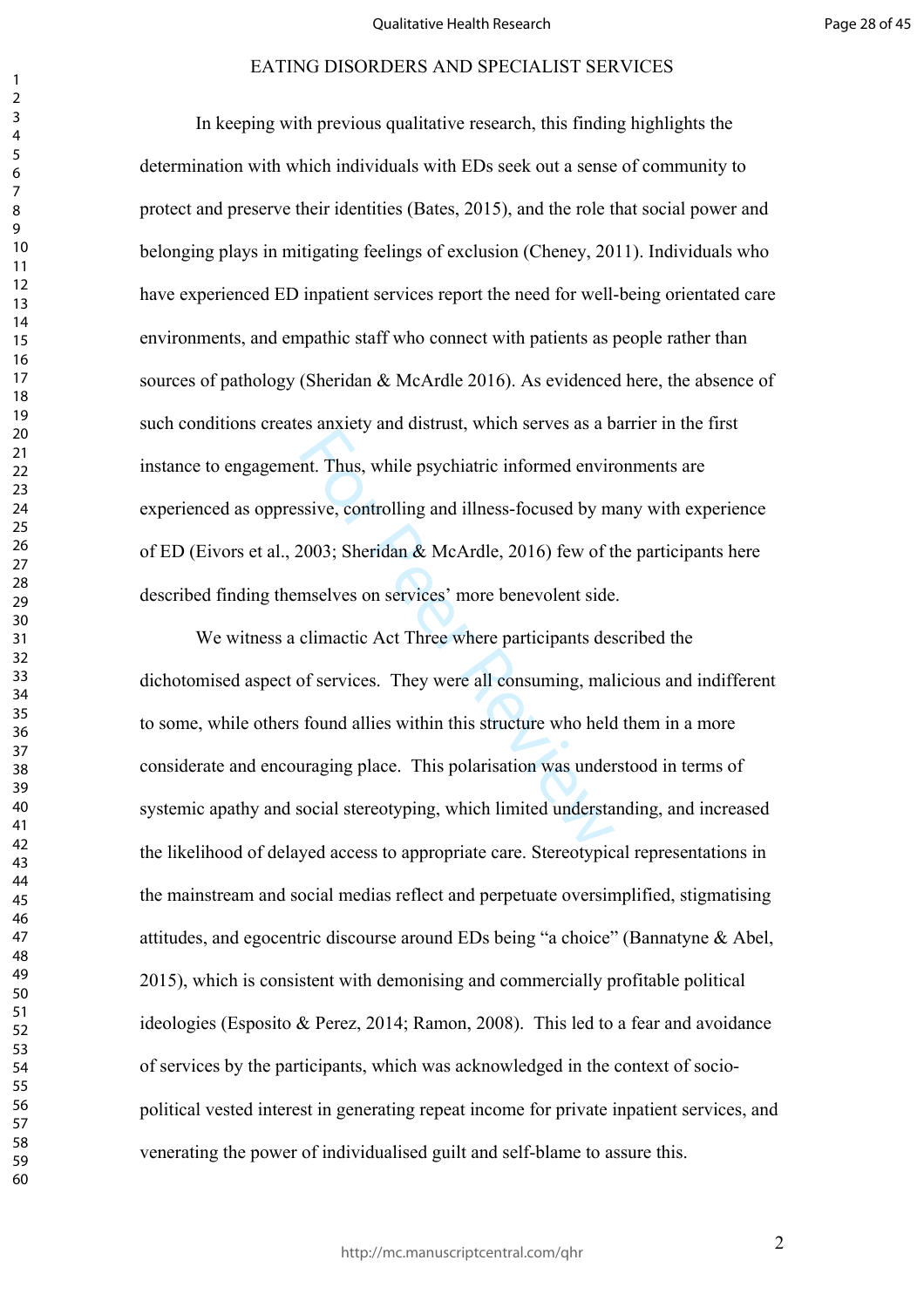In keeping with previous qualitative research, this finding highlights the determination with which individuals with EDs seek out a sense of community to protect and preserve their identities (Bates, 2015), and the role that social power and belonging plays in mitigating feelings of exclusion (Cheney, 2011). Individuals who have experienced ED inpatient services report the need for well-being orientated care environments, and empathic staff who connect with patients as people rather than sources of pathology (Sheridan & McArdle 2016). As evidenced here, the absence of such conditions creates anxiety and distrust, which serves as a barrier in the first instance to engagement. Thus, while psychiatric informed environments are experienced as oppressive, controlling and illness-focused by many with experience of ED (Eivors et al., 2003; Sheridan & McArdle, 2016) few of the participants here described finding themselves on services' more benevolent side.

We witness a climactic Act Three where participants described the dichotomised aspect of services. They were all consuming, malicious and indifferent to some, while others found allies within this structure who held them in a more considerate and encouraging place. This polarisation was understood in terms of systemic apathy and social stereotyping, which limited understanding, and increased the likelihood of delayed access to appropriate care. Stereotypical representations in the mainstream and social medias reflect and perpetuate oversimplified, stigmatising attitudes, and egocentric discourse around EDs being "a choice" (Bannatyne & Abel, 2015), which is consistent with demonising and commercially profitable political ideologies (Esposito & Perez, 2014; Ramon, 2008). This led to a fear and avoidance of services by the participants, which was acknowledged in the context of socio-political vested interest in generating repeat income for private inpatient services, and venerating the power of individualised guilt and self-blame to assure this.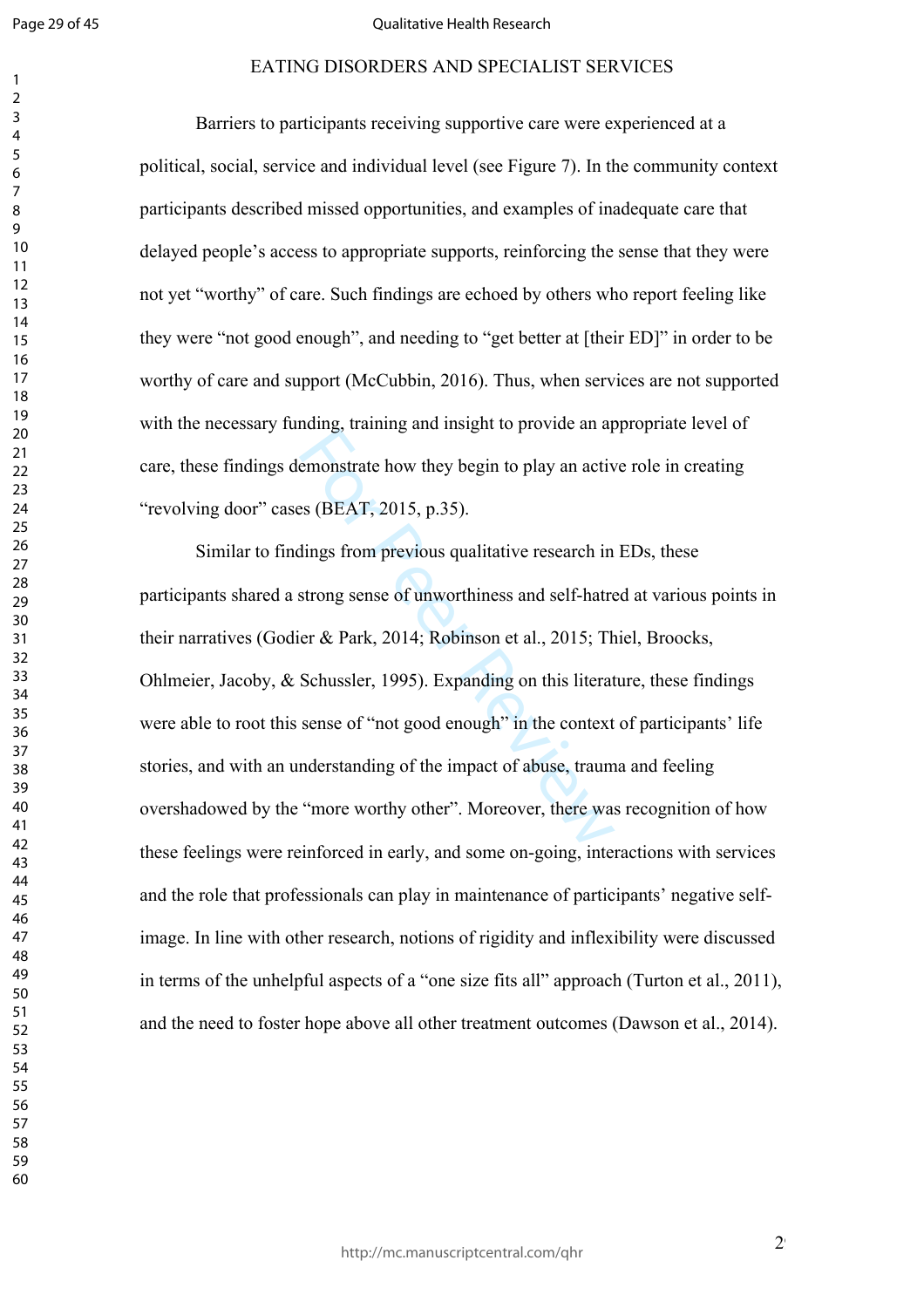Barriers to participants receiving supportive care were experienced at a political, social, service and individual level (see Figure 7). In the community context participants described missed opportunities, and examples of inadequate care that delayed people's access to appropriate supports, reinforcing the sense that they were not yet "worthy" of care. Such findings are echoed by others who report feeling like they were "not good enough", and needing to "get better at [their ED]" in order to be worthy of care and support (McCubbin, 2016). Thus, when services are not supported with the necessary funding, training and insight to provide an appropriate level of care, these findings demonstrate how they begin to play an active role in creating "revolving door" cases (BEAT, 2015, p.35).

Similar to findings from previous qualitative research in EDs, these participants shared a strong sense of unworthiness and self-hatred at various points in their narratives (Godier & Park, 2014; Robinson et al., 2015; Thiel, Broocks, Ohlmeier, Jacoby, & Schussler, 1995). Expanding on this literature, these findings were able to root this sense of "not good enough" in the context of participants' life stories, and with an understanding of the impact of abuse, trauma and feeling overshadowed by the "more worthy other". Moreover, there was recognition of how these feelings were reinforced in early, and some on-going, interactions with services and the role that professionals can play in maintenance of participants' negative self-image. In line with other research, notions of rigidity and inflexibility were discussed in terms of the unhelpful aspects of a "one size fits all" approach (Turton et al., 2011), and the need to foster hope above all other treatment outcomes (Dawson et al., 2014).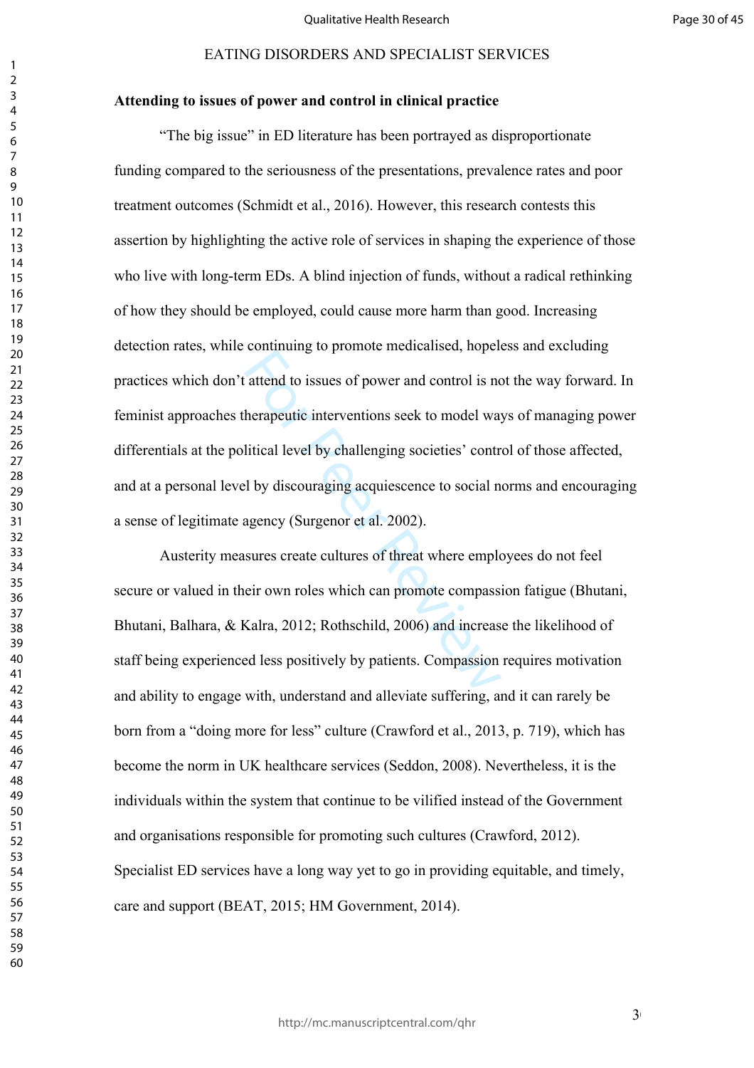**Attending to issues of power and control in clinical practice**

"The big issue" in ED literature has been portrayed as disproportionate funding compared to the seriousness of the presentations, prevalence rates and poor treatment outcomes (Schmidt et al., 2016). However, this research contests this assertion by highlighting the active role of services in shaping the experience of those who live with long-term EDs. A blind injection of funds, without a radical rethinking of how they should be employed, could cause more harm than good. Increasing detection rates, while continuing to promote medicalised, hopeless and excluding practices which don't attend to issues of power and control is not the way forward. In feminist approaches therapeutic interventions seek to model ways of managing power differentials at the political level by challenging societies' control of those affected, and at a personal level by discouraging acquiescence to social norms and encouraging a sense of legitimate agency (Surgenor et al. 2002).

Austerity measures create cultures of threat where employees do not feel secure or valued in their own roles which can promote compassion fatigue (Bhutani, Bhutani, Balhara, & Kalra, 2012; Rothschild, 2006) and increase the likelihood of staff being experienced less positively by patients. Compassion requires motivation and ability to engage with, understand and alleviate suffering, and it can rarely be born from a "doing more for less" culture (Crawford et al., 2013, p. 719), which has become the norm in UK healthcare services (Seddon, 2008). Nevertheless, it is the individuals within the system that continue to be vilified instead of the Government and organisations responsible for promoting such cultures (Crawford, 2012). Specialist ED services have a long way yet to go in providing equitable, and timely, care and support (BEAT, 2015; HM Government, 2014).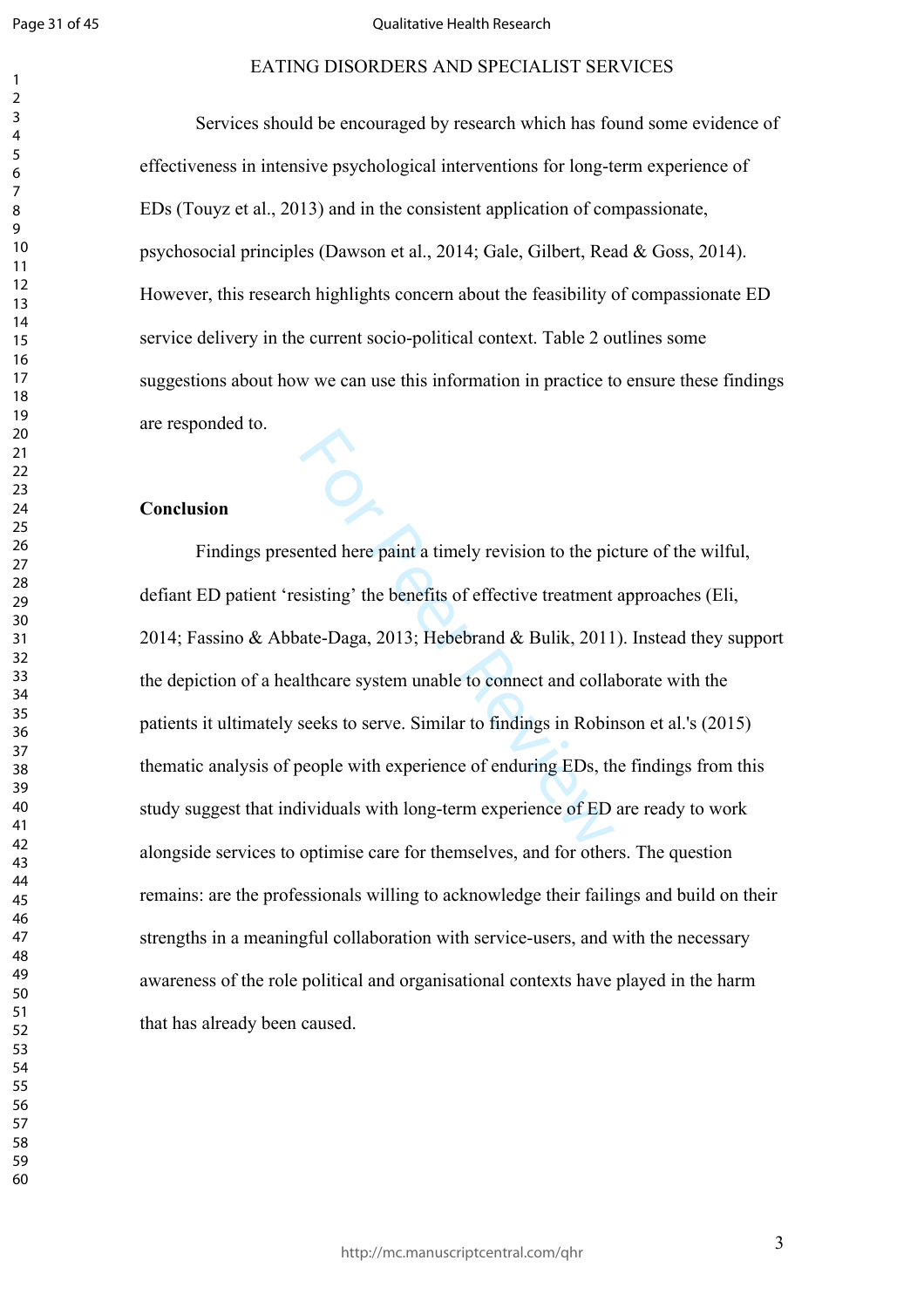Services should be encouraged by research which has found some evidence of effectiveness in intensive psychological interventions for long-term experience of EDs (Touyz et al., 2013) and in the consistent application of compassionate, psychosocial principles (Dawson et al., 2014; Gale, Gilbert, Read & Goss, 2014). However, this research highlights concern about the feasibility of compassionate ED service delivery in the current socio-political context. Table 2 outlines some suggestions about how we can use this information in practice to ensure these findings are responded to.

## Conclusion

Findings presented here paint a timely revision to the picture of the wilful, defiant ED patient 'resisting' the benefits of effective treatment approaches (Eli, 2014; Fassino & Abbate-Daga, 2013; Hebebrand & Bulik, 2011). Instead they support the depiction of a healthcare system unable to connect and collaborate with the patients it ultimately seeks to serve. Similar to findings in Robinson et al.'s (2015) thematic analysis of people with experience of enduring EDs, the findings from this study suggest that individuals with long-term experience of ED are ready to work alongside services to optimise care for themselves, and for others. The question remains: are the professionals willing to acknowledge their failings and build on their strengths in a meaningful collaboration with service-users, and with the necessary awareness of the role political and organisational contexts have played in the harm that has already been caused.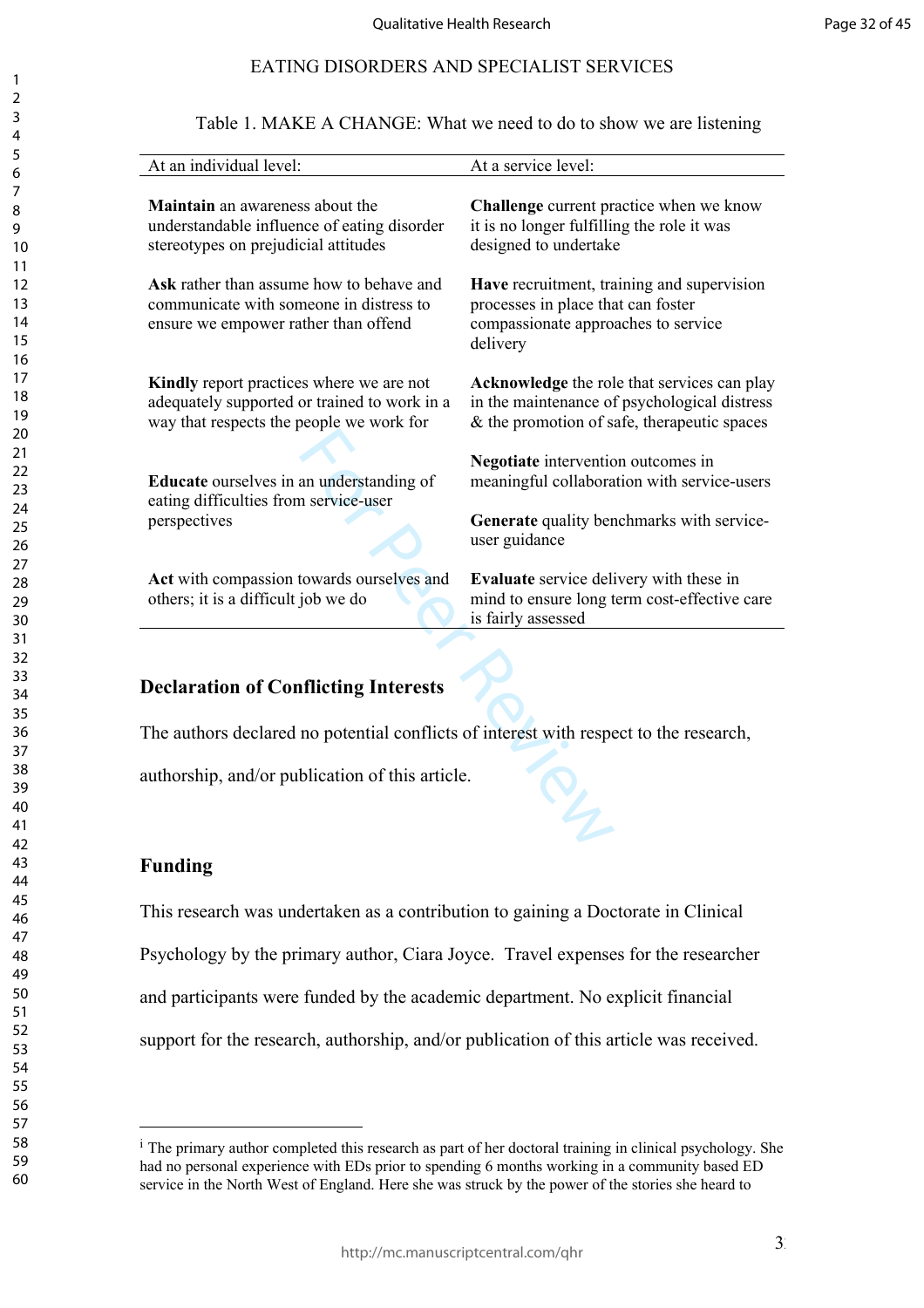Table 1. MAKE A CHANGE: What we need to do to show we are listening

| At an individual level: | At a service level: |
|---|---|
| **Maintain** an awareness about the understandable influence of eating disorder stereotypes on prejudicial attitudes | **Challenge** current practice when we know it is no longer fulfilling the role it was designed to undertake |
| **Ask** rather than assume how to behave and communicate with someone in distress to ensure we empower rather than offend | **Have** recruitment, training and supervision processes in place that can foster compassionate approaches to service delivery |
| **Kindly** report practices where we are not adequately supported or trained to work in a way that respects the people we work for | **Acknowledge** the role that services can play in the maintenance of psychological distress & the promotion of safe, therapeutic spaces |
| **Educate** ourselves in an understanding of eating difficulties from service-user perspectives | **Negotiate** intervention outcomes in meaningful collaboration with service-users<br><br>**Generate** quality benchmarks with service-user guidance |
| **Act** with compassion towards ourselves and others; it is a difficult job we do | **Evaluate** service delivery with these in mind to ensure long term cost-effective care is fairly assessed |

## Declaration of Conflicting Interests

The authors declared no potential conflicts of interest with respect to the research, authorship, and/or publication of this article.

## Funding

This research was undertaken as a contribution to gaining a Doctorate in Clinical Psychology by the primary author, Ciara Joyce. Travel expenses for the researcher and participants were funded by the academic department. No explicit financial support for the research, authorship, and/or publication of this article was received.

---

[i] The primary author completed this research as part of her doctoral training in clinical psychology. She had no personal experience with EDs prior to spending 6 months working in a community based ED service in the North West of England. Here she was struck by the power of the stories she heard to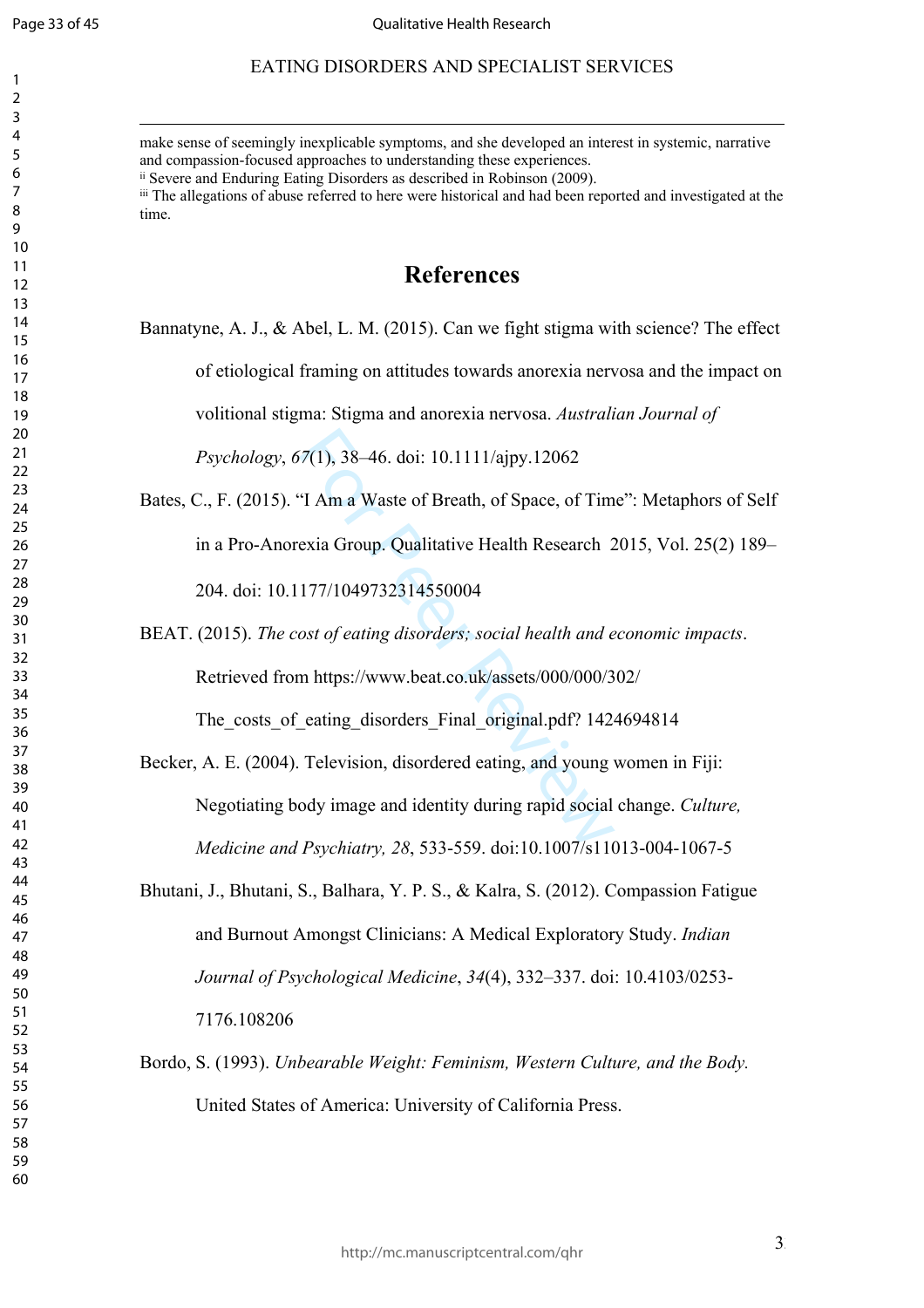make sense of seemingly inexplicable symptoms, and she developed an interest in systemic, narrative and compassion-focused approaches to understanding these experiences.

[ii] Severe and Enduring Eating Disorders as described in Robinson (2009).

[iii] The allegations of abuse referred to here were historical and had been reported and investigated at the time.

# References

Bannatyne, A. J., & Abel, L. M. (2015). Can we fight stigma with science? The effect of etiological framing on attitudes towards anorexia nervosa and the impact on volitional stigma: Stigma and anorexia nervosa. *Australian Journal of Psychology*, *67*(1), 38–46. doi: 10.1111/ajpy.12062

Bates, C., F. (2015). "I Am a Waste of Breath, of Space, of Time": Metaphors of Self in a Pro-Anorexia Group. Qualitative Health Research 2015, Vol. 25(2) 189–204. doi: 10.1177/1049732314550004

BEAT. (2015). *The cost of eating disorders; social health and economic impacts*. Retrieved from https://www.beat.co.uk/assets/000/000/302/ The_costs_of_eating_disorders_Final_original.pdf? 1424694814

Becker, A. E. (2004). Television, disordered eating, and young women in Fiji: Negotiating body image and identity during rapid social change. *Culture, Medicine and Psychiatry, 28*, 533-559. doi:10.1007/s11013-004-1067-5

Bhutani, J., Bhutani, S., Balhara, Y. P. S., & Kalra, S. (2012). Compassion Fatigue and Burnout Amongst Clinicians: A Medical Exploratory Study. *Indian Journal of Psychological Medicine*, *34*(4), 332–337. doi: 10.4103/0253-7176.108206

Bordo, S. (1993). *Unbearable Weight: Feminism, Western Culture, and the Body.* United States of America: University of California Press.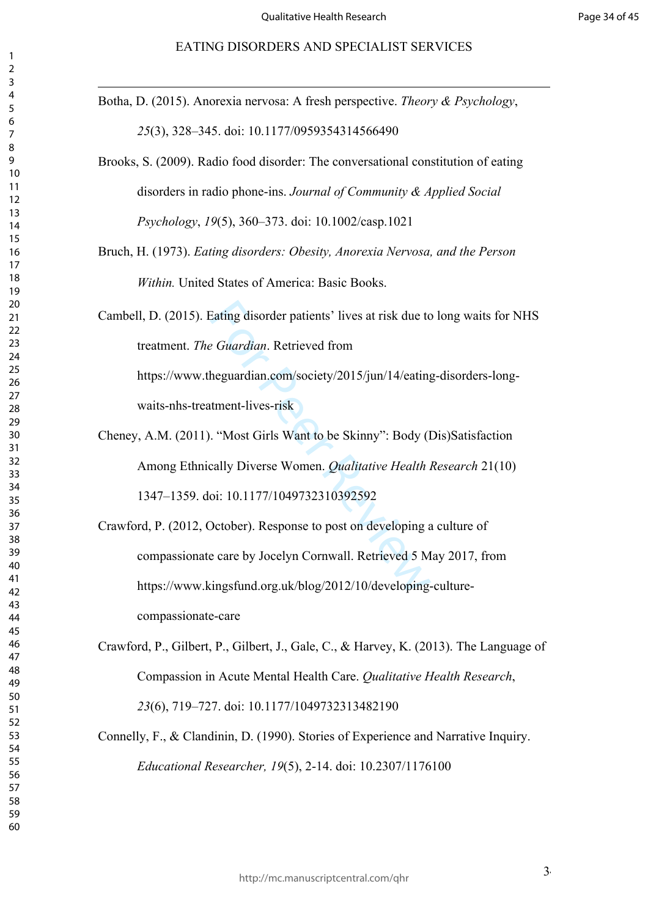Botha, D. (2015). Anorexia nervosa: A fresh perspective. *Theory & Psychology*, *25*(3), 328–345. doi: 10.1177/0959354314566490

Brooks, S. (2009). Radio food disorder: The conversational constitution of eating disorders in radio phone-ins. *Journal of Community & Applied Social Psychology*, *19*(5), 360–373. doi: 10.1002/casp.1021

Bruch, H. (1973). *Eating disorders: Obesity, Anorexia Nervosa, and the Person Within.* United States of America: Basic Books.

Cambell, D. (2015). Eating disorder patients' lives at risk due to long waits for NHS treatment. *The Guardian*. Retrieved from https://www.theguardian.com/society/2015/jun/14/eating-disorders-long-waits-nhs-treatment-lives-risk

Cheney, A.M. (2011). "Most Girls Want to be Skinny": Body (Dis)Satisfaction Among Ethnically Diverse Women. *Qualitative Health Research* 21(10) 1347–1359. doi: 10.1177/1049732310392592

Crawford, P. (2012, October). Response to post on developing a culture of compassionate care by Jocelyn Cornwall. Retrieved 5 May 2017, from https://www.kingsfund.org.uk/blog/2012/10/developing-culture-compassionate-care

Crawford, P., Gilbert, P., Gilbert, J., Gale, C., & Harvey, K. (2013). The Language of Compassion in Acute Mental Health Care. *Qualitative Health Research*, *23*(6), 719–727. doi: 10.1177/1049732313482190

Connelly, F., & Clandinin, D. (1990). Stories of Experience and Narrative Inquiry. *Educational Researcher, 19*(5), 2-14. doi: 10.2307/1176100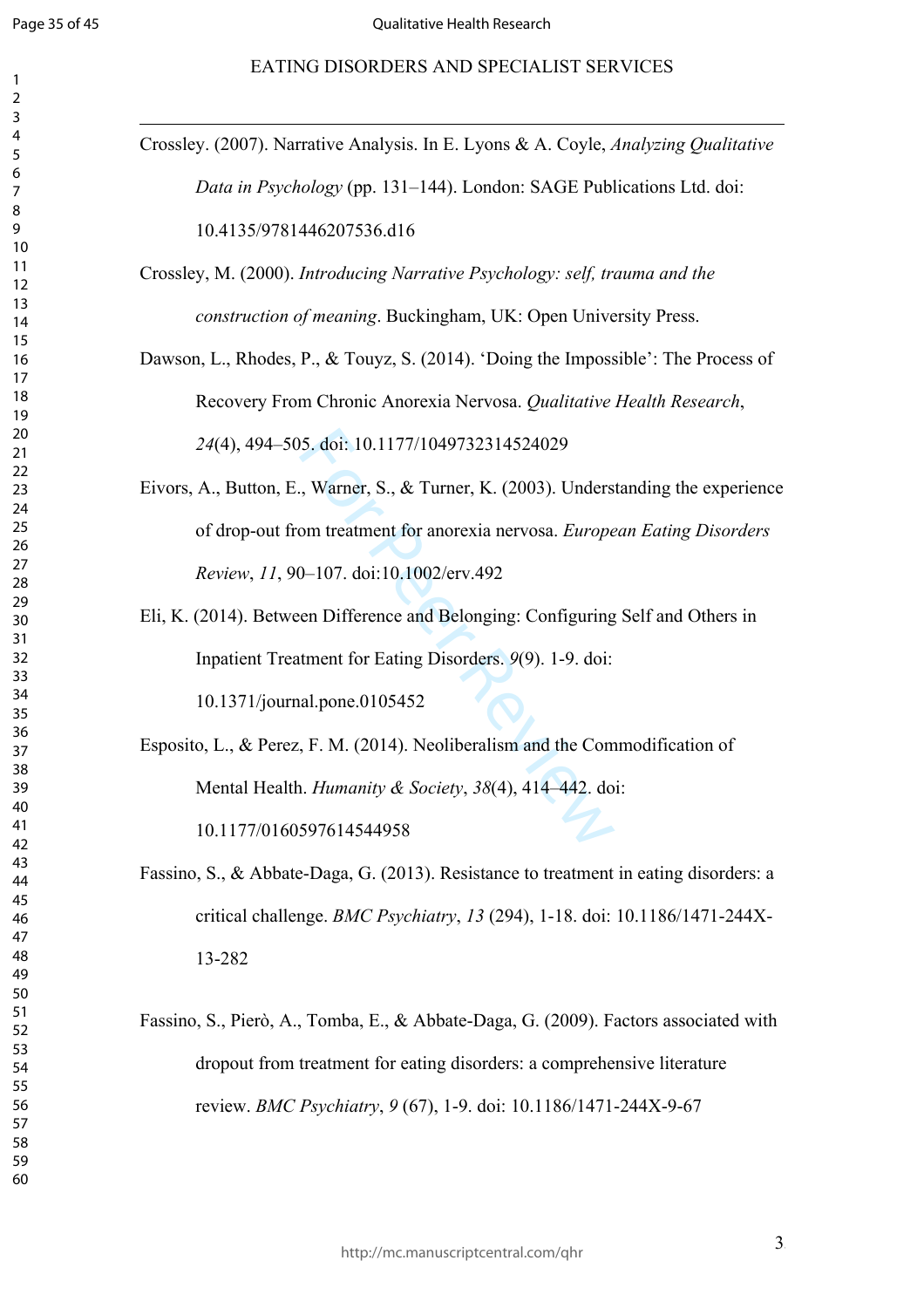Crossley. (2007). Narrative Analysis. In E. Lyons & A. Coyle, *Analyzing Qualitative Data in Psychology* (pp. 131–144). London: SAGE Publications Ltd. doi: 10.4135/9781446207536.d16

Crossley, M. (2000). *Introducing Narrative Psychology: self, trauma and the construction of meaning*. Buckingham, UK: Open University Press.

Dawson, L., Rhodes, P., & Touyz, S. (2014). 'Doing the Impossible': The Process of Recovery From Chronic Anorexia Nervosa. *Qualitative Health Research*, *24*(4), 494–505. doi: 10.1177/1049732314524029

Eivors, A., Button, E., Warner, S., & Turner, K. (2003). Understanding the experience of drop-out from treatment for anorexia nervosa. *European Eating Disorders Review*, *11*, 90–107. doi:10.1002/erv.492

Eli, K. (2014). Between Difference and Belonging: Configuring Self and Others in Inpatient Treatment for Eating Disorders. *9*(9). 1-9. doi: 10.1371/journal.pone.0105452

Esposito, L., & Perez, F. M. (2014). Neoliberalism and the Commodification of Mental Health. *Humanity & Society*, *38*(4), 414–442. doi: 10.1177/0160597614544958

Fassino, S., & Abbate-Daga, G. (2013). Resistance to treatment in eating disorders: a critical challenge. *BMC Psychiatry*, *13* (294), 1-18. doi: 10.1186/1471-244X-13-282

Fassino, S., Pierò, A., Tomba, E., & Abbate-Daga, G. (2009). Factors associated with dropout from treatment for eating disorders: a comprehensive literature review. *BMC Psychiatry*, *9* (67), 1-9. doi: 10.1186/1471-244X-9-67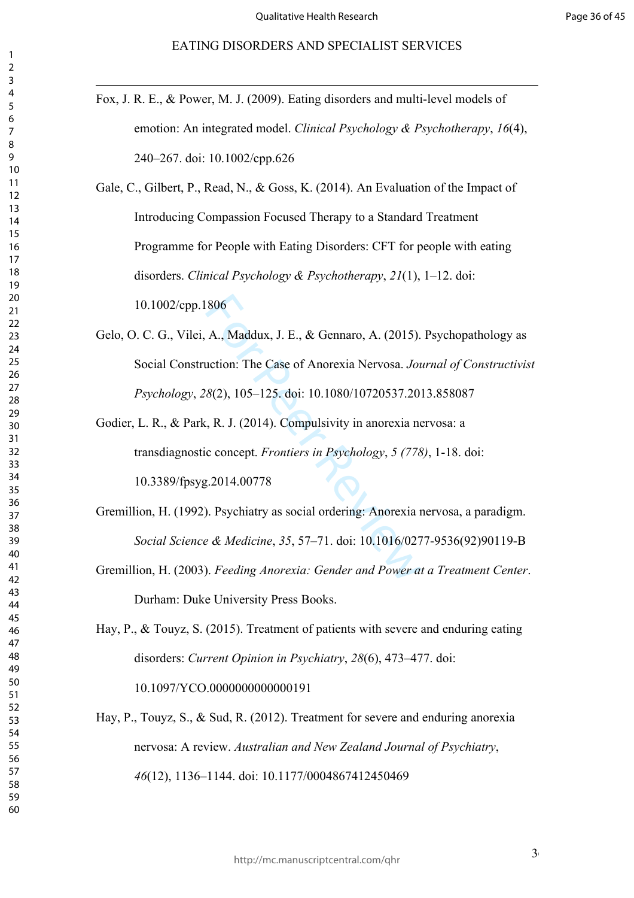Fox, J. R. E., & Power, M. J. (2009). Eating disorders and multi-level models of emotion: An integrated model. *Clinical Psychology & Psychotherapy*, *16*(4), 240–267. doi: 10.1002/cpp.626

Gale, C., Gilbert, P., Read, N., & Goss, K. (2014). An Evaluation of the Impact of Introducing Compassion Focused Therapy to a Standard Treatment Programme for People with Eating Disorders: CFT for people with eating disorders. *Clinical Psychology & Psychotherapy*, *21*(1), 1–12. doi: 10.1002/cpp.1806

Gelo, O. C. G., Vilei, A., Maddux, J. E., & Gennaro, A. (2015). Psychopathology as Social Construction: The Case of Anorexia Nervosa. *Journal of Constructivist Psychology*, *28*(2), 105–125. doi: 10.1080/10720537.2013.858087

Godier, L. R., & Park, R. J. (2014). Compulsivity in anorexia nervosa: a transdiagnostic concept. *Frontiers in Psychology*, *5 (778)*, 1-18. doi: 10.3389/fpsyg.2014.00778

Gremillion, H. (1992). Psychiatry as social ordering: Anorexia nervosa, a paradigm. *Social Science & Medicine*, *35*, 57–71. doi: 10.1016/0277-9536(92)90119-B

Gremillion, H. (2003). *Feeding Anorexia: Gender and Power at a Treatment Center*. Durham: Duke University Press Books.

Hay, P., & Touyz, S. (2015). Treatment of patients with severe and enduring eating disorders: *Current Opinion in Psychiatry*, *28*(6), 473–477. doi: 10.1097/YCO.0000000000000191

Hay, P., Touyz, S., & Sud, R. (2012). Treatment for severe and enduring anorexia nervosa: A review. *Australian and New Zealand Journal of Psychiatry*, *46*(12), 1136–1144. doi: 10.1177/0004867412450469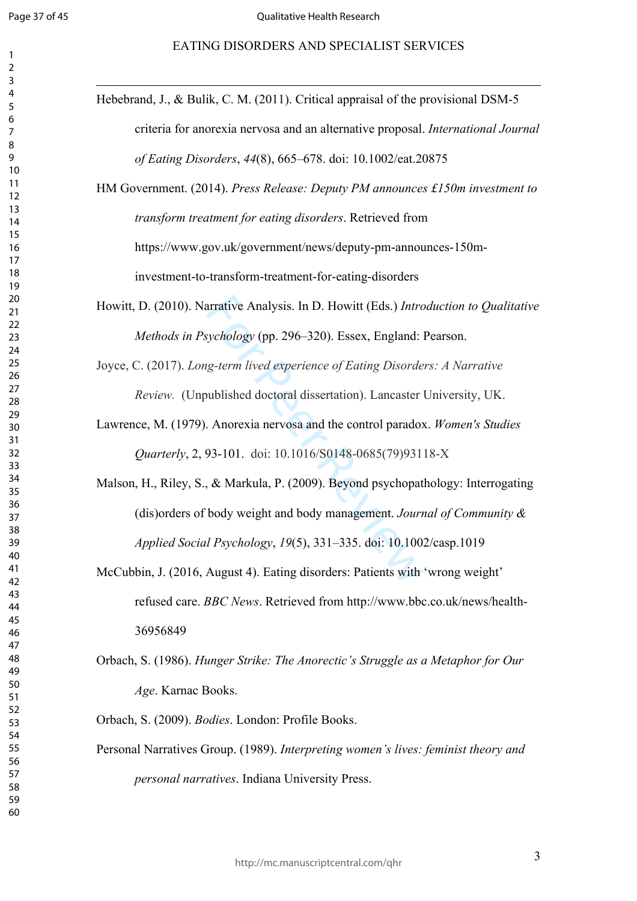Hebebrand, J., & Bulik, C. M. (2011). Critical appraisal of the provisional DSM-5 criteria for anorexia nervosa and an alternative proposal. *International Journal of Eating Disorders*, *44*(8), 665–678. doi: 10.1002/eat.20875

HM Government. (2014). *Press Release: Deputy PM announces £150m investment to transform treatment for eating disorders*. Retrieved from https://www.gov.uk/government/news/deputy-pm-announces-150m-investment-to-transform-treatment-for-eating-disorders

Howitt, D. (2010). Narrative Analysis. In D. Howitt (Eds.) *Introduction to Qualitative Methods in Psychology* (pp. 296–320). Essex, England: Pearson.

Joyce, C. (2017). *Long-term lived experience of Eating Disorders: A Narrative Review.* (Unpublished doctoral dissertation). Lancaster University, UK.

Lawrence, M. (1979). Anorexia nervosa and the control paradox. *Women's Studies Quarterly*, 2, 93-101. doi: 10.1016/S0148-0685(79)93118-X

Malson, H., Riley, S., & Markula, P. (2009). Beyond psychopathology: Interrogating (dis)orders of body weight and body management. *Journal of Community & Applied Social Psychology*, *19*(5), 331–335. doi: 10.1002/casp.1019

McCubbin, J. (2016, August 4). Eating disorders: Patients with 'wrong weight' refused care. *BBC News*. Retrieved from http://www.bbc.co.uk/news/health-36956849

Orbach, S. (1986). *Hunger Strike: The Anorectic's Struggle as a Metaphor for Our Age*. Karnac Books.

Orbach, S. (2009). *Bodies*. London: Profile Books.

Personal Narratives Group. (1989). *Interpreting women's lives: feminist theory and personal narratives*. Indiana University Press.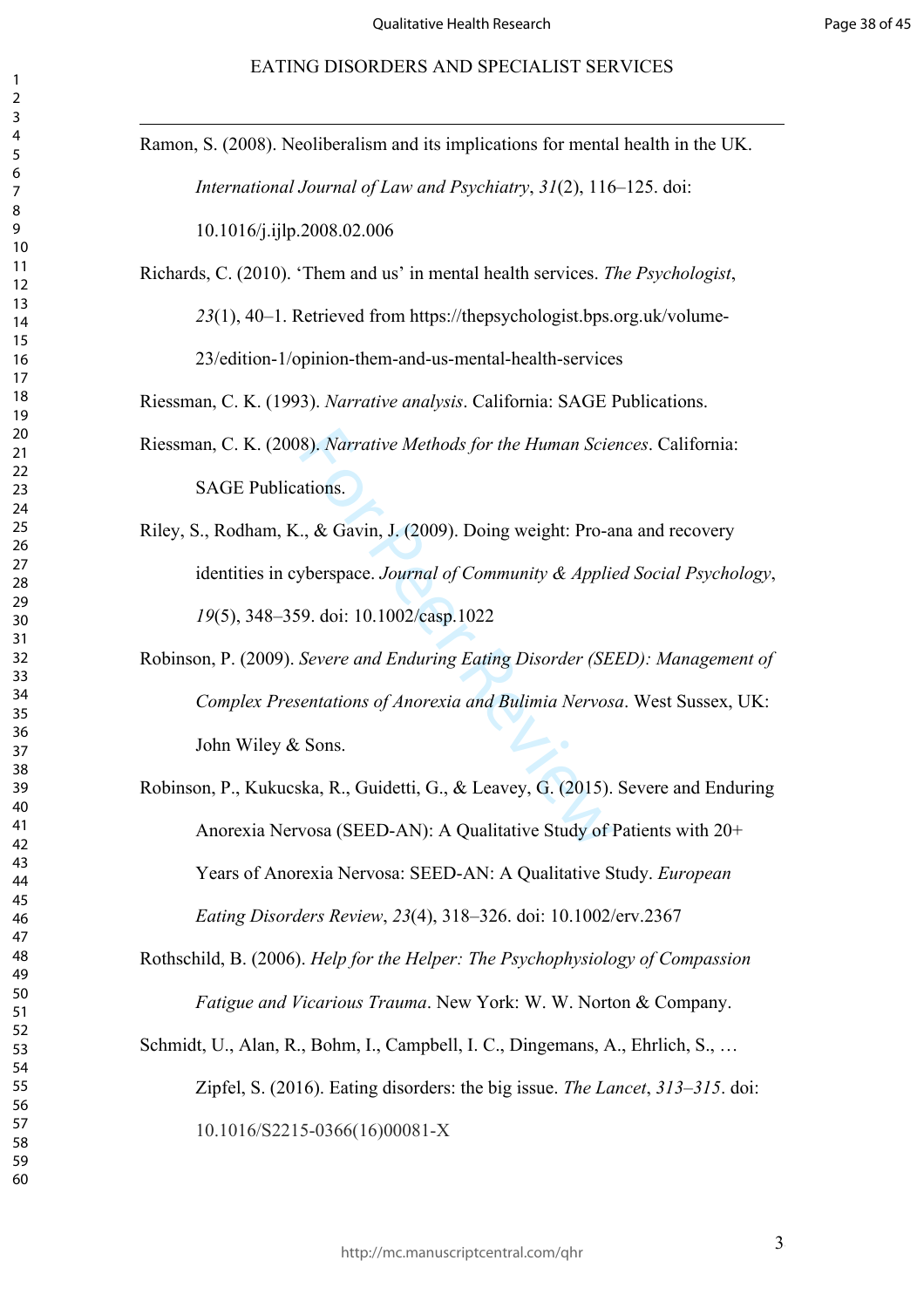Ramon, S. (2008). Neoliberalism and its implications for mental health in the UK. *International Journal of Law and Psychiatry*, *31*(2), 116–125. doi: 10.1016/j.ijlp.2008.02.006

Richards, C. (2010). 'Them and us' in mental health services. *The Psychologist*, *23*(1), 40–1. Retrieved from https://thepsychologist.bps.org.uk/volume-23/edition-1/opinion-them-and-us-mental-health-services

Riessman, C. K. (1993). *Narrative analysis*. California: SAGE Publications.

Riessman, C. K. (2008). *Narrative Methods for the Human Sciences*. California: SAGE Publications.

Riley, S., Rodham, K., & Gavin, J. (2009). Doing weight: Pro-ana and recovery identities in cyberspace. *Journal of Community & Applied Social Psychology*, *19*(5), 348–359. doi: 10.1002/casp.1022

Robinson, P. (2009). *Severe and Enduring Eating Disorder (SEED): Management of Complex Presentations of Anorexia and Bulimia Nervosa*. West Sussex, UK: John Wiley & Sons.

Robinson, P., Kukucska, R., Guidetti, G., & Leavey, G. (2015). Severe and Enduring Anorexia Nervosa (SEED-AN): A Qualitative Study of Patients with 20+ Years of Anorexia Nervosa: SEED-AN: A Qualitative Study. *European Eating Disorders Review*, *23*(4), 318–326. doi: 10.1002/erv.2367

Rothschild, B. (2006). *Help for the Helper: The Psychophysiology of Compassion Fatigue and Vicarious Trauma*. New York: W. W. Norton & Company.

Schmidt, U., Alan, R., Bohm, I., Campbell, I. C., Dingemans, A., Ehrlich, S., … Zipfel, S. (2016). Eating disorders: the big issue. *The Lancet*, *313–315*. doi: 10.1016/S2215-0366(16)00081-X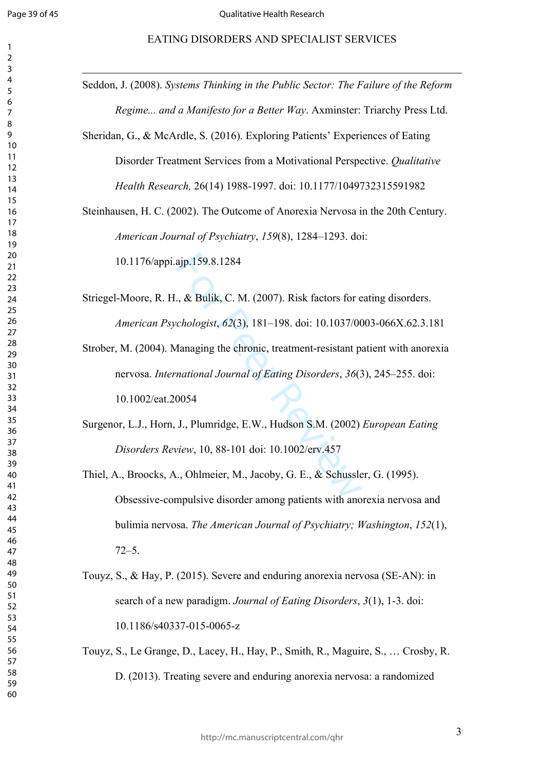Seddon, J. (2008). *Systems Thinking in the Public Sector: The Failure of the Reform Regime... and a Manifesto for a Better Way*. Axminster: Triarchy Press Ltd.

Sheridan, G., & McArdle, S. (2016). Exploring Patients' Experiences of Eating Disorder Treatment Services from a Motivational Perspective. *Qualitative Health Research,* 26(14) 1988-1997. doi: 10.1177/1049732315591982

Steinhausen, H. C. (2002). The Outcome of Anorexia Nervosa in the 20th Century. *American Journal of Psychiatry*, *159*(8), 1284–1293. doi: 10.1176/appi.ajp.159.8.1284

Striegel-Moore, R. H., & Bulik, C. M. (2007). Risk factors for eating disorders. *American Psychologist*, *62*(3), 181–198. doi: 10.1037/0003-066X.62.3.181

Strober, M. (2004). Managing the chronic, treatment-resistant patient with anorexia nervosa. *International Journal of Eating Disorders*, *36*(3), 245–255. doi: 10.1002/eat.20054

Surgenor, L.J., Horn, J., Plumridge, E.W., Hudson S.M. (2002) *European Eating Disorders Review*, 10, 88-101 doi: 10.1002/erv.457

Thiel, A., Broocks, A., Ohlmeier, M., Jacoby, G. E., & Schussler, G. (1995). Obsessive-compulsive disorder among patients with anorexia nervosa and bulimia nervosa. *The American Journal of Psychiatry; Washington*, *152*(1), 72–5.

Touyz, S., & Hay, P. (2015). Severe and enduring anorexia nervosa (SE-AN): in search of a new paradigm. *Journal of Eating Disorders*, *3*(1), 1-3. doi: 10.1186/s40337-015-0065-z

Touyz, S., Le Grange, D., Lacey, H., Hay, P., Smith, R., Maguire, S., … Crosby, R. D. (2013). Treating severe and enduring anorexia nervosa: a randomized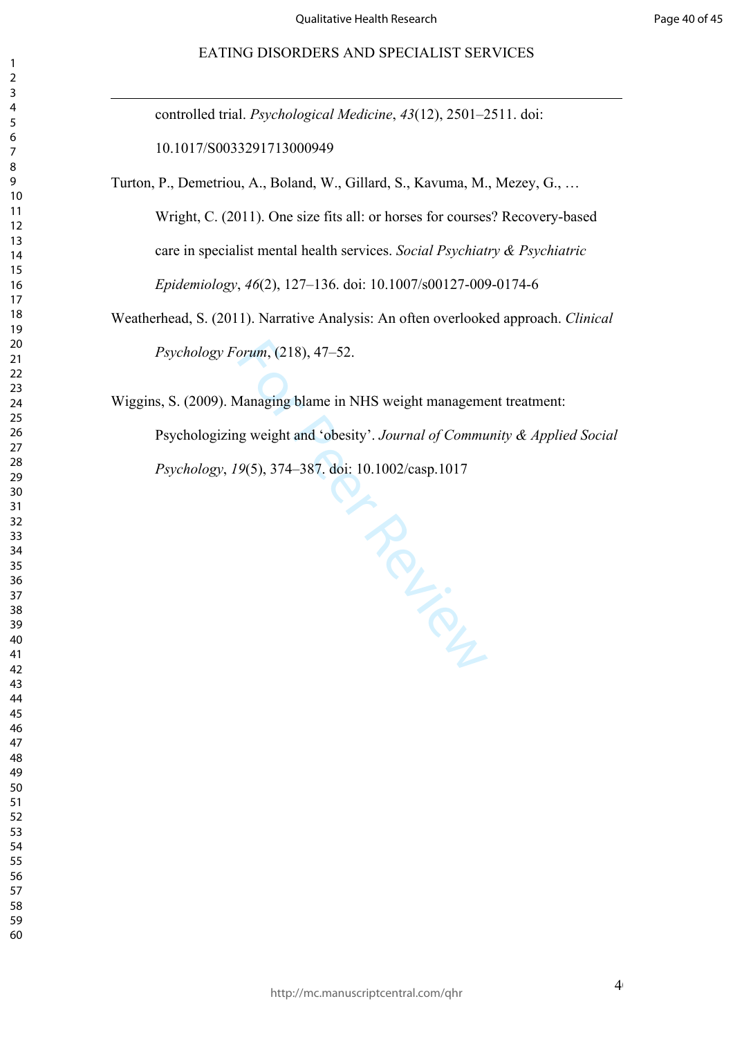controlled trial. *Psychological Medicine*, *43*(12), 2501–2511. doi: 10.1017/S0033291713000949

Turton, P., Demetriou, A., Boland, W., Gillard, S., Kavuma, M., Mezey, G., … Wright, C. (2011). One size fits all: or horses for courses? Recovery-based care in specialist mental health services. *Social Psychiatry & Psychiatric Epidemiology*, *46*(2), 127–136. doi: 10.1007/s00127-009-0174-6

Weatherhead, S. (2011). Narrative Analysis: An often overlooked approach. *Clinical Psychology Forum*, (218), 47–52.

Wiggins, S. (2009). Managing blame in NHS weight management treatment: Psychologizing weight and 'obesity'. *Journal of Community & Applied Social Psychology*, *19*(5), 374–387. doi: 10.1002/casp.1017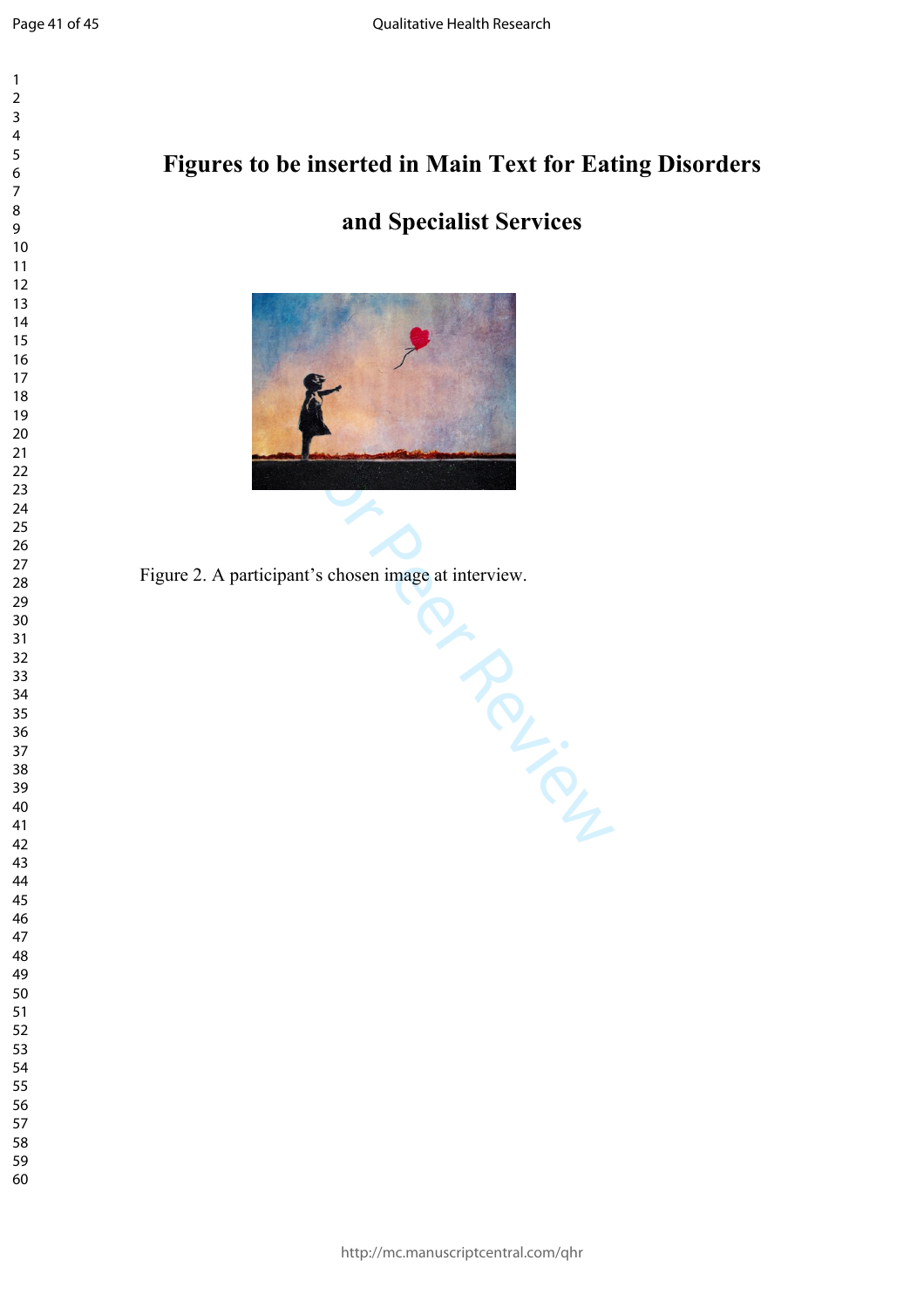# Figures to be inserted in Main Text for Eating Disorders and Specialist Services

Figure 2. A participant's chosen image at interview.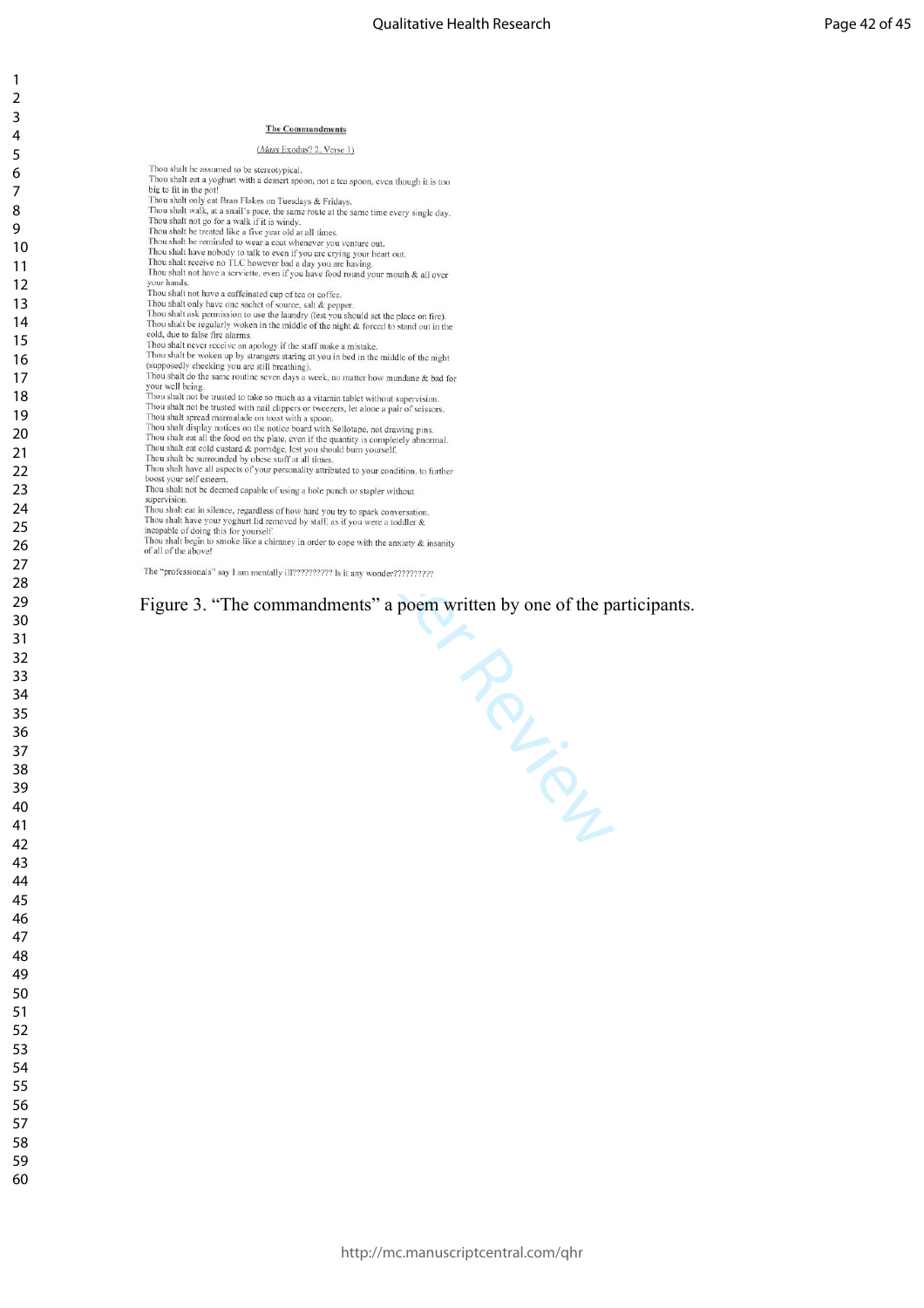## The Commandments

(*Mass* Exodus? 2, Verse 1)

Thou shalt be assumed to be stereotypical.
Thou shalt eat a yoghurt with a dessert spoon, not a tea spoon, even though it is too big to fit in the pot!
Thou shalt only eat Bran Flakes on Tuesdays & Fridays.
Thou shalt walk, at a snail's pace, the same route at the same time every single day.
Thou shalt not go for a walk if it is windy.
Thou shalt be treated like a five year old at all times.
Thou shalt be reminded to wear a coat whenever you venture out.
Thou shalt have nobody to talk to even if you are crying your heart out.
Thou shalt receive no TLC however bad a day you are having.
Thou shalt not have a serviette, even if you have food round your mouth & all over your hands.
Thou shalt not have a caffeinated cup of tea or coffee.
Thou shalt only have one sachet of source, salt & pepper.
Thou shalt ask permission to use the laundry (lest you should set the place on fire).
Thou shalt be regularly woken in the middle of the night & forced to stand out in the cold, due to false fire alarms.
Thou shalt never receive an apology if the staff make a mistake.
Thou shalt be woken up by strangers staring at you in bed in the middle of the night (supposedly checking you are still breathing).
Thou shalt do the same routine seven days a week, no matter how mundane & bad for your well being.
Thou shalt not be trusted to take so much as a vitamin tablet without supervision.
Thou shalt not be trusted with nail clippers or tweezers, let alone a pair of scissors.
Thou shalt spread marmalade on toast with a spoon.
Thou shalt display notices on the notice board with Sellotape, not drawing pins.
Thou shalt eat all the food on the plate, even if the quantity is completely abnormal.
Thou shalt eat cold custard & porridge, lest you should burn yourself.
Thou shalt be surrounded by obese staff at all times.
Thou shalt have all aspects of your personality attributed to your condition, to further boost your self esteem.
Thou shalt not be deemed capable of using a hole punch or stapler without supervision.
Thou shalt eat in silence, regardless of how hard you try to spark conversation.
Thou shalt have your yoghurt lid removed by staff, as if you were a toddler & incapable of doing this for yourself.
Thou shalt begin to smoke like a chimney in order to cope with the anxiety & insanity of all of the above!

The "professionals" say I am mentally ill?????????? Is it any wonder?????????

Figure 3. "The commandments" a poem written by one of the participants.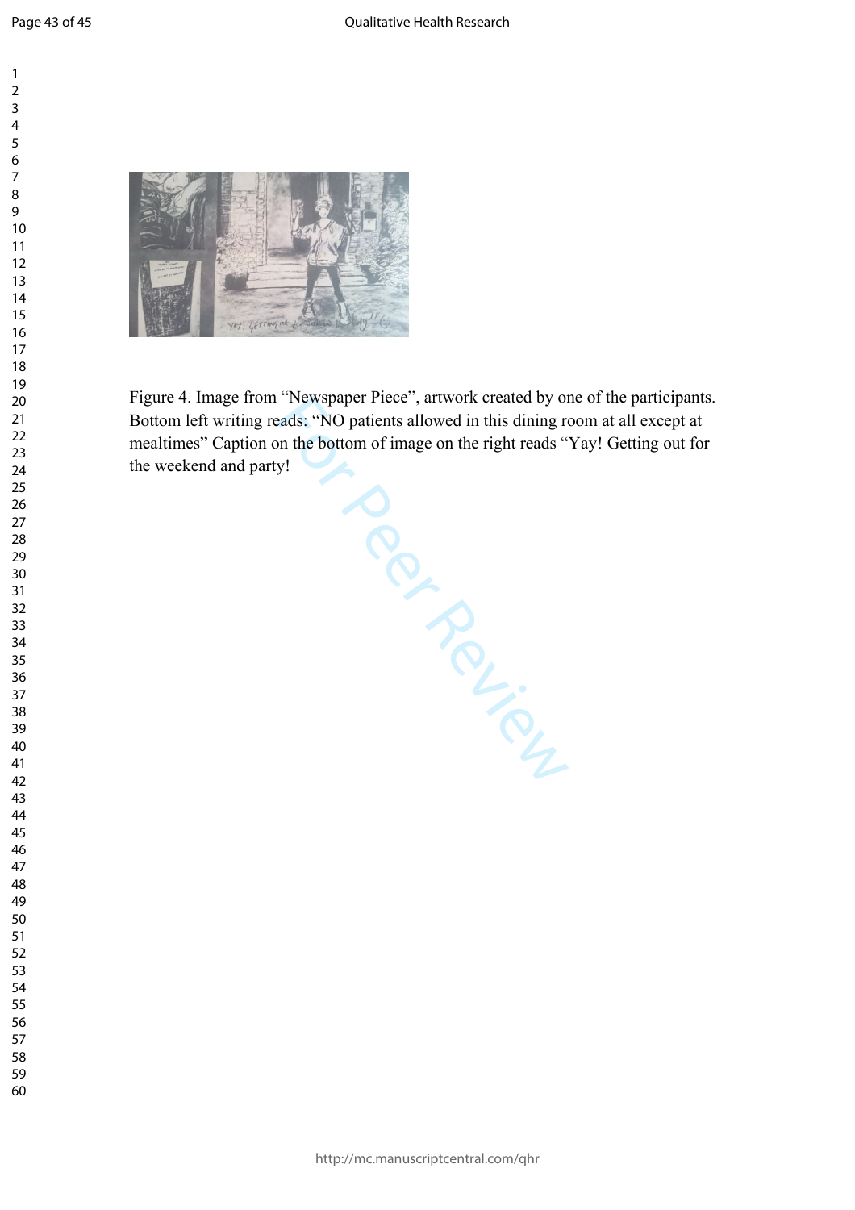Figure 4. Image from “Newspaper Piece”, artwork created by one of the participants. Bottom left writing reads: “NO patients allowed in this dining room at all except at mealtimes” Caption on the bottom of image on the right reads “Yay! Getting out for the weekend and party!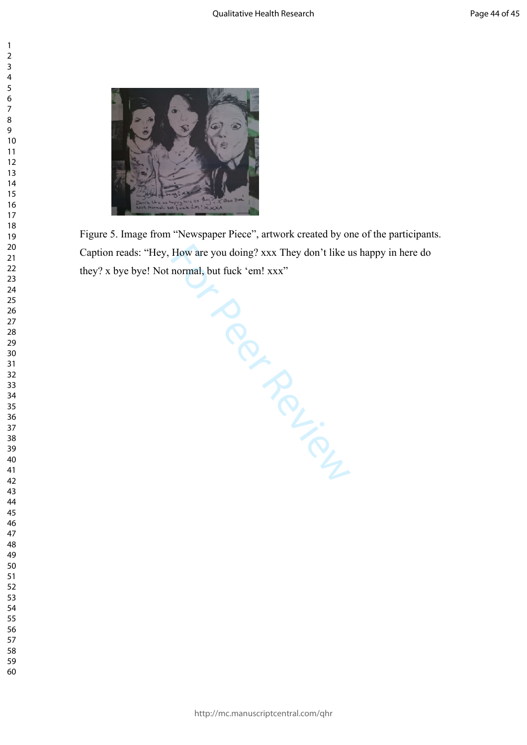Figure 5. Image from "Newspaper Piece", artwork created by one of the participants. Caption reads: "Hey, How are you doing? xxx They don't like us happy in here do they? x bye bye! Not normal, but fuck 'em! xxx"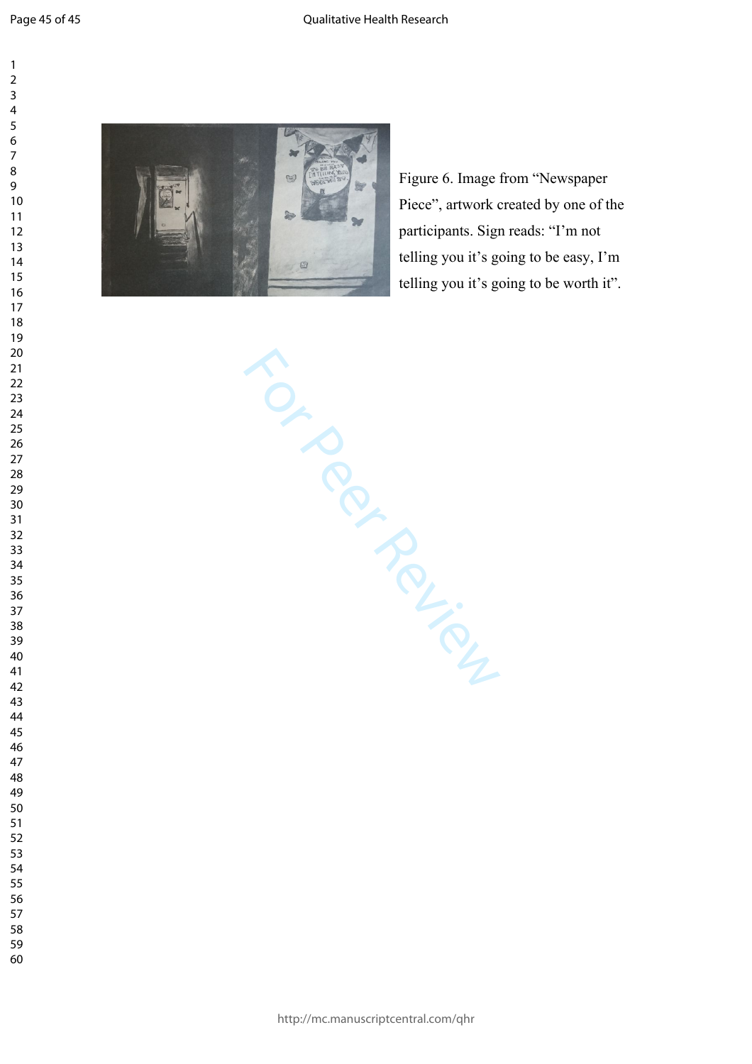Figure 6. Image from "Newspaper Piece", artwork created by one of the participants. Sign reads: "I'm not telling you it's going to be easy, I'm telling you it's going to be worth it".